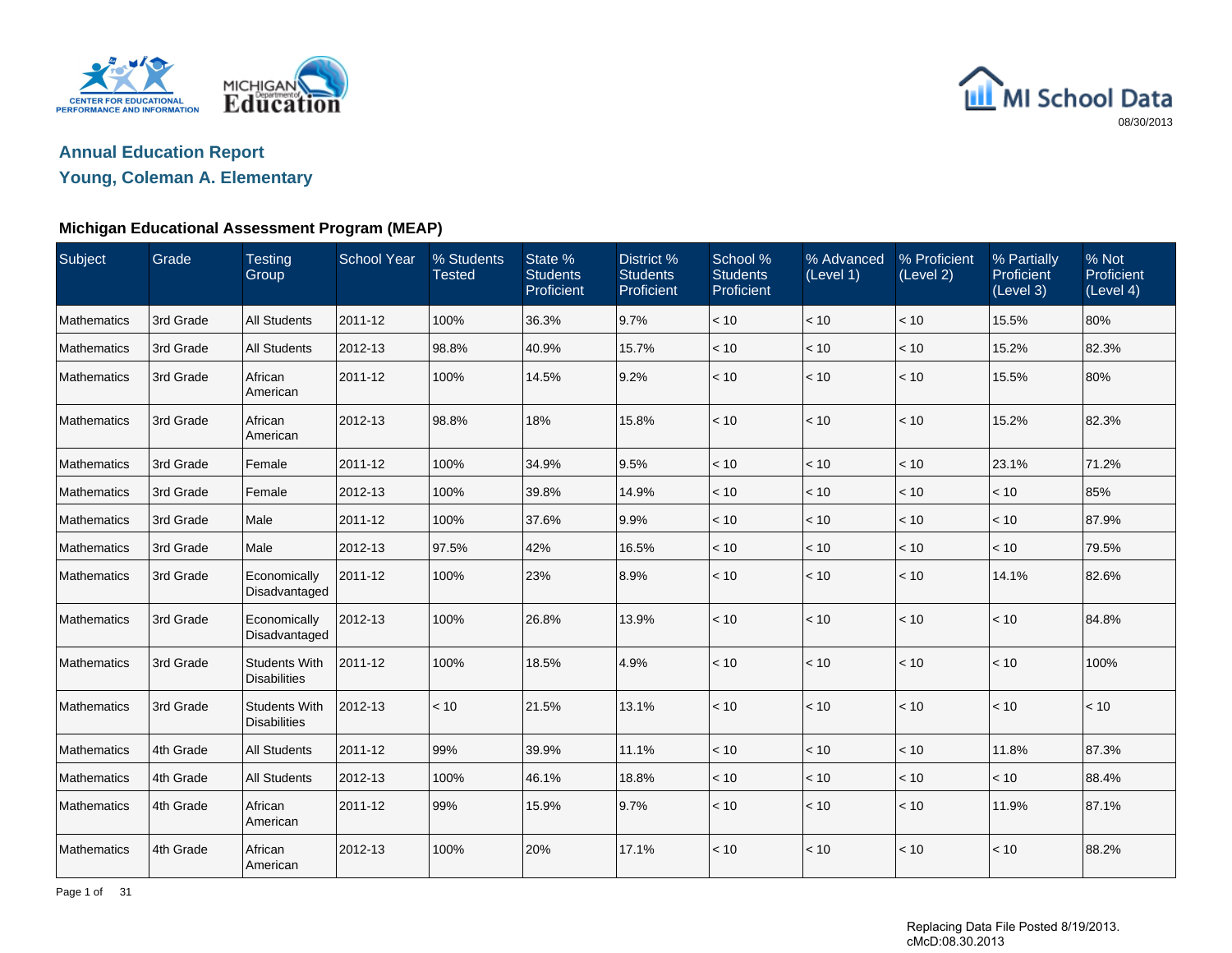MI School Data

08/30/2013

# Annual Education Report

## Young, Coleman A. Elementary

### Michigan Educational Assessment Program (MEAP)

| Subject | Grade | Testing Group | School Year | % Students Tested | State % Students Proficient | District % Students Proficient | School % Students Proficient | % Advanced (Level 1) | % Proficient (Level 2) | % Partially Proficient (Level 3) | % Not Proficient (Level 4) |
|---|---|---|---|---|---|---|---|---|---|---|---|
| Mathematics | 3rd Grade | All Students | 2011-12 | 100% | 36.3% | 9.7% | < 10 | < 10 | < 10 | 15.5% | 80% |
| Mathematics | 3rd Grade | All Students | 2012-13 | 98.8% | 40.9% | 15.7% | < 10 | < 10 | < 10 | 15.2% | 82.3% |
| Mathematics | 3rd Grade | African American | 2011-12 | 100% | 14.5% | 9.2% | < 10 | < 10 | < 10 | 15.5% | 80% |
| Mathematics | 3rd Grade | African American | 2012-13 | 98.8% | 18% | 15.8% | < 10 | < 10 | < 10 | 15.2% | 82.3% |
| Mathematics | 3rd Grade | Female | 2011-12 | 100% | 34.9% | 9.5% | < 10 | < 10 | < 10 | 23.1% | 71.2% |
| Mathematics | 3rd Grade | Female | 2012-13 | 100% | 39.8% | 14.9% | < 10 | < 10 | < 10 | < 10 | 85% |
| Mathematics | 3rd Grade | Male | 2011-12 | 100% | 37.6% | 9.9% | < 10 | < 10 | < 10 | < 10 | 87.9% |
| Mathematics | 3rd Grade | Male | 2012-13 | 97.5% | 42% | 16.5% | < 10 | < 10 | < 10 | < 10 | 79.5% |
| Mathematics | 3rd Grade | Economically Disadvantaged | 2011-12 | 100% | 23% | 8.9% | < 10 | < 10 | < 10 | 14.1% | 82.6% |
| Mathematics | 3rd Grade | Economically Disadvantaged | 2012-13 | 100% | 26.8% | 13.9% | < 10 | < 10 | < 10 | < 10 | 84.8% |
| Mathematics | 3rd Grade | Students With Disabilities | 2011-12 | 100% | 18.5% | 4.9% | < 10 | < 10 | < 10 | < 10 | 100% |
| Mathematics | 3rd Grade | Students With Disabilities | 2012-13 | < 10 | 21.5% | 13.1% | < 10 | < 10 | < 10 | < 10 | < 10 |
| Mathematics | 4th Grade | All Students | 2011-12 | 99% | 39.9% | 11.1% | < 10 | < 10 | < 10 | 11.8% | 87.3% |
| Mathematics | 4th Grade | All Students | 2012-13 | 100% | 46.1% | 18.8% | < 10 | < 10 | < 10 | < 10 | 88.4% |
| Mathematics | 4th Grade | African American | 2011-12 | 99% | 15.9% | 9.7% | < 10 | < 10 | < 10 | 11.9% | 87.1% |
| Mathematics | 4th Grade | African American | 2012-13 | 100% | 20% | 17.1% | < 10 | < 10 | < 10 | < 10 | 88.2% |

Replacing Data File Posted 8/19/2013.
cMcD:08.30.2013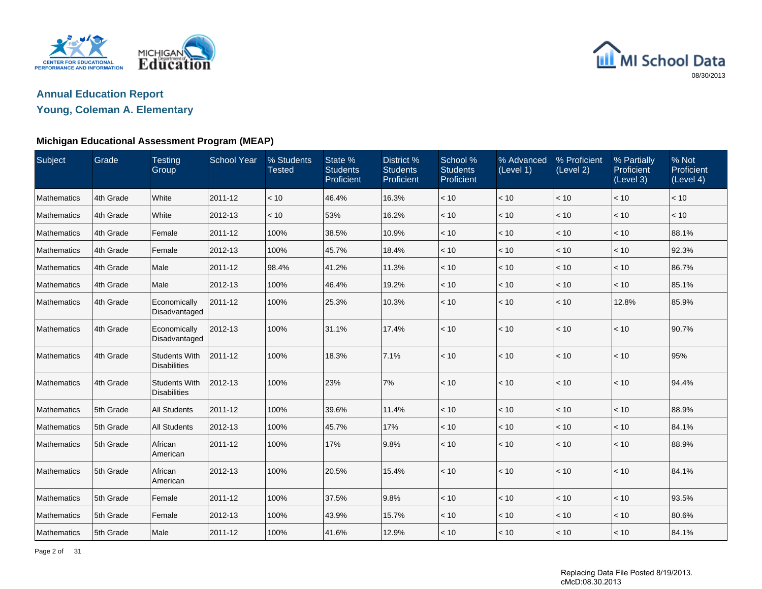MICHIGAN Department of Education

MI School Data

08/30/2013

## Annual Education Report

## Young, Coleman A. Elementary

### Michigan Educational Assessment Program (MEAP)

| Subject | Grade | Testing Group | School Year | % Students Tested | State % Students Proficient | District % Students Proficient | School % Students Proficient | % Advanced (Level 1) | % Proficient (Level 2) | % Partially Proficient (Level 3) | % Not Proficient (Level 4) |
|---|---|---|---|---|---|---|---|---|---|---|---|
| Mathematics | 4th Grade | White | 2011-12 | < 10 | 46.4% | 16.3% | < 10 | < 10 | < 10 | < 10 | < 10 |
| Mathematics | 4th Grade | White | 2012-13 | < 10 | 53% | 16.2% | < 10 | < 10 | < 10 | < 10 | < 10 |
| Mathematics | 4th Grade | Female | 2011-12 | 100% | 38.5% | 10.9% | < 10 | < 10 | < 10 | < 10 | 88.1% |
| Mathematics | 4th Grade | Female | 2012-13 | 100% | 45.7% | 18.4% | < 10 | < 10 | < 10 | < 10 | 92.3% |
| Mathematics | 4th Grade | Male | 2011-12 | 98.4% | 41.2% | 11.3% | < 10 | < 10 | < 10 | < 10 | 86.7% |
| Mathematics | 4th Grade | Male | 2012-13 | 100% | 46.4% | 19.2% | < 10 | < 10 | < 10 | < 10 | 85.1% |
| Mathematics | 4th Grade | Economically Disadvantaged | 2011-12 | 100% | 25.3% | 10.3% | < 10 | < 10 | < 10 | 12.8% | 85.9% |
| Mathematics | 4th Grade | Economically Disadvantaged | 2012-13 | 100% | 31.1% | 17.4% | < 10 | < 10 | < 10 | < 10 | 90.7% |
| Mathematics | 4th Grade | Students With Disabilities | 2011-12 | 100% | 18.3% | 7.1% | < 10 | < 10 | < 10 | < 10 | 95% |
| Mathematics | 4th Grade | Students With Disabilities | 2012-13 | 100% | 23% | 7% | < 10 | < 10 | < 10 | < 10 | 94.4% |
| Mathematics | 5th Grade | All Students | 2011-12 | 100% | 39.6% | 11.4% | < 10 | < 10 | < 10 | < 10 | 88.9% |
| Mathematics | 5th Grade | All Students | 2012-13 | 100% | 45.7% | 17% | < 10 | < 10 | < 10 | < 10 | 84.1% |
| Mathematics | 5th Grade | African American | 2011-12 | 100% | 17% | 9.8% | < 10 | < 10 | < 10 | < 10 | 88.9% |
| Mathematics | 5th Grade | African American | 2012-13 | 100% | 20.5% | 15.4% | < 10 | < 10 | < 10 | < 10 | 84.1% |
| Mathematics | 5th Grade | Female | 2011-12 | 100% | 37.5% | 9.8% | < 10 | < 10 | < 10 | < 10 | 93.5% |
| Mathematics | 5th Grade | Female | 2012-13 | 100% | 43.9% | 15.7% | < 10 | < 10 | < 10 | < 10 | 80.6% |
| Mathematics | 5th Grade | Male | 2011-12 | 100% | 41.6% | 12.9% | < 10 | < 10 | < 10 | < 10 | 84.1% |

Replacing Data File Posted 8/19/2013.
cMcD:08.30.2013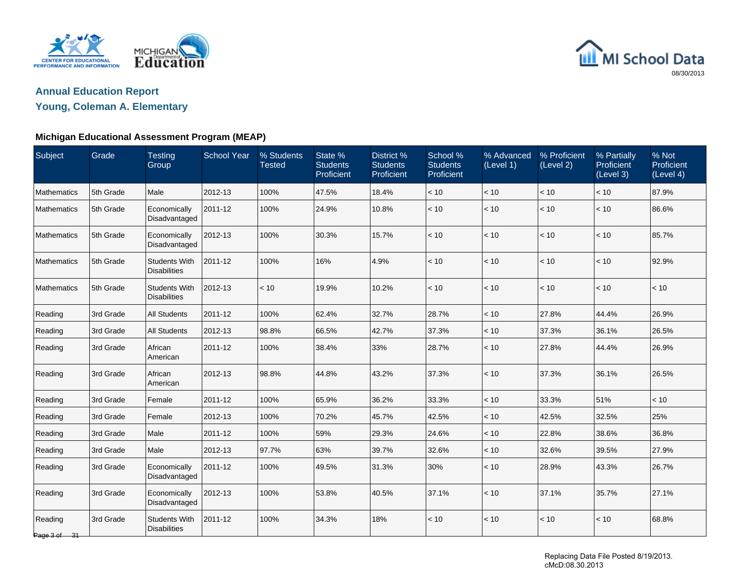## Annual Education Report

## Young, Coleman A. Elementary

### Michigan Educational Assessment Program (MEAP)

| Subject | Grade | Testing Group | School Year | % Students Tested | State % Students Proficient | District % Students Proficient | School % Students Proficient | % Advanced (Level 1) | % Proficient (Level 2) | % Partially Proficient (Level 3) | % Not Proficient (Level 4) |
|---|---|---|---|---|---|---|---|---|---|---|---|
| Mathematics | 5th Grade | Male | 2012-13 | 100% | 47.5% | 18.4% | < 10 | < 10 | < 10 | < 10 | 87.9% |
| Mathematics | 5th Grade | Economically Disadvantaged | 2011-12 | 100% | 24.9% | 10.8% | < 10 | < 10 | < 10 | < 10 | 86.6% |
| Mathematics | 5th Grade | Economically Disadvantaged | 2012-13 | 100% | 30.3% | 15.7% | < 10 | < 10 | < 10 | < 10 | 85.7% |
| Mathematics | 5th Grade | Students With Disabilities | 2011-12 | 100% | 16% | 4.9% | < 10 | < 10 | < 10 | < 10 | 92.9% |
| Mathematics | 5th Grade | Students With Disabilities | 2012-13 | < 10 | 19.9% | 10.2% | < 10 | < 10 | < 10 | < 10 | < 10 |
| Reading | 3rd Grade | All Students | 2011-12 | 100% | 62.4% | 32.7% | 28.7% | < 10 | 27.8% | 44.4% | 26.9% |
| Reading | 3rd Grade | All Students | 2012-13 | 98.8% | 66.5% | 42.7% | 37.3% | < 10 | 37.3% | 36.1% | 26.5% |
| Reading | 3rd Grade | African American | 2011-12 | 100% | 38.4% | 33% | 28.7% | < 10 | 27.8% | 44.4% | 26.9% |
| Reading | 3rd Grade | African American | 2012-13 | 98.8% | 44.8% | 43.2% | 37.3% | < 10 | 37.3% | 36.1% | 26.5% |
| Reading | 3rd Grade | Female | 2011-12 | 100% | 65.9% | 36.2% | 33.3% | < 10 | 33.3% | 51% | < 10 |
| Reading | 3rd Grade | Female | 2012-13 | 100% | 70.2% | 45.7% | 42.5% | < 10 | 42.5% | 32.5% | 25% |
| Reading | 3rd Grade | Male | 2011-12 | 100% | 59% | 29.3% | 24.6% | < 10 | 22.8% | 38.6% | 36.8% |
| Reading | 3rd Grade | Male | 2012-13 | 97.7% | 63% | 39.7% | 32.6% | < 10 | 32.6% | 39.5% | 27.9% |
| Reading | 3rd Grade | Economically Disadvantaged | 2011-12 | 100% | 49.5% | 31.3% | 30% | < 10 | 28.9% | 43.3% | 26.7% |
| Reading | 3rd Grade | Economically Disadvantaged | 2012-13 | 100% | 53.8% | 40.5% | 37.1% | < 10 | 37.1% | 35.7% | 27.1% |
| Reading | 3rd Grade | Students With Disabilities | 2011-12 | 100% | 34.3% | 18% | < 10 | < 10 | < 10 | < 10 | 68.8% |

Replacing Data File Posted 8/19/2013.
cMcD:08.30.2013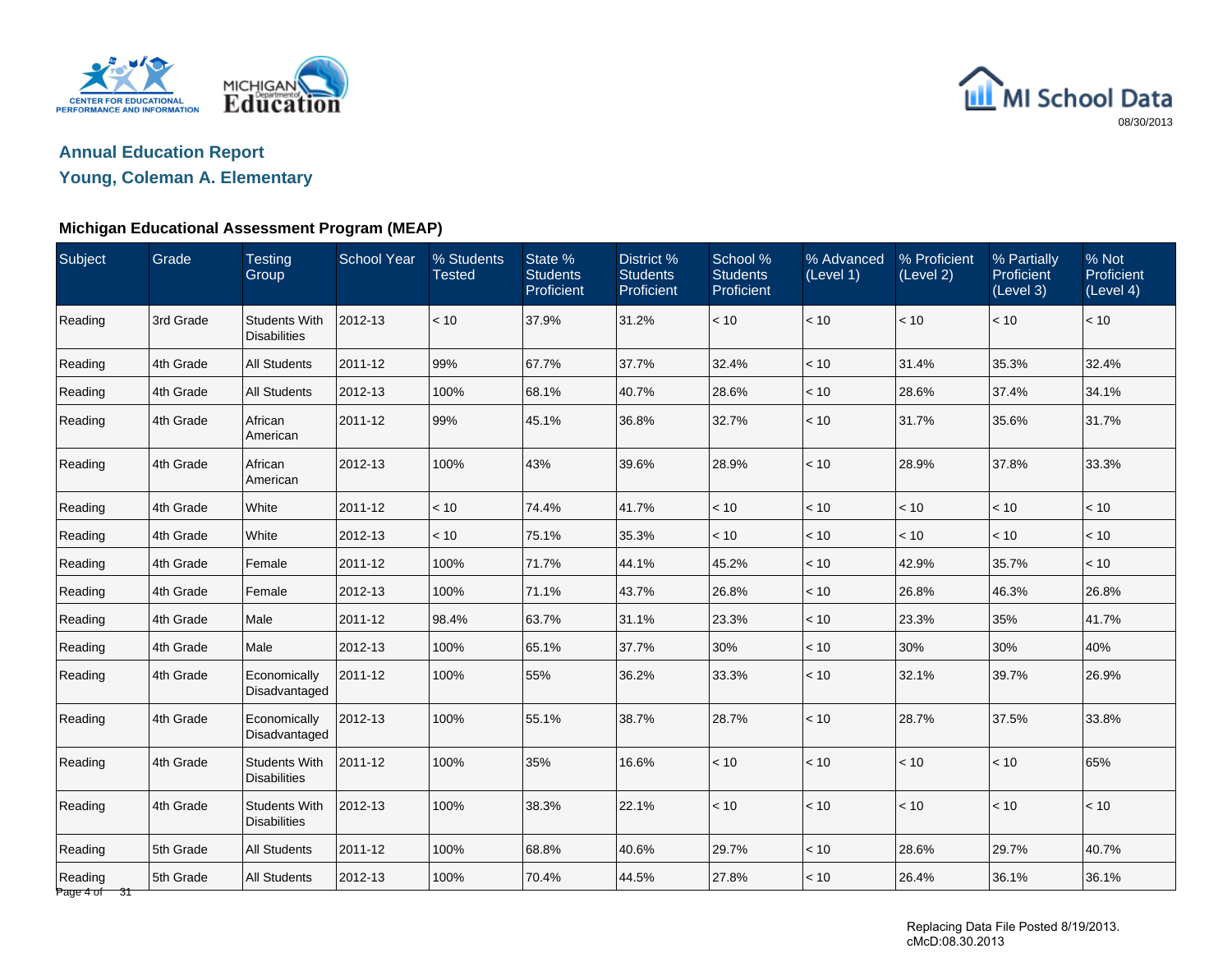## Annual Education Report

## Young, Coleman A. Elementary

### Michigan Educational Assessment Program (MEAP)

| Subject | Grade | Testing Group | School Year | % Students Tested | State % Students Proficient | District % Students Proficient | School % Students Proficient | % Advanced (Level 1) | % Proficient (Level 2) | % Partially Proficient (Level 3) | % Not Proficient (Level 4) |
|---|---|---|---|---|---|---|---|---|---|---|---|
| Reading | 3rd Grade | Students With Disabilities | 2012-13 | < 10 | 37.9% | 31.2% | < 10 | < 10 | < 10 | < 10 | < 10 |
| Reading | 4th Grade | All Students | 2011-12 | 99% | 67.7% | 37.7% | 32.4% | < 10 | 31.4% | 35.3% | 32.4% |
| Reading | 4th Grade | All Students | 2012-13 | 100% | 68.1% | 40.7% | 28.6% | < 10 | 28.6% | 37.4% | 34.1% |
| Reading | 4th Grade | African American | 2011-12 | 99% | 45.1% | 36.8% | 32.7% | < 10 | 31.7% | 35.6% | 31.7% |
| Reading | 4th Grade | African American | 2012-13 | 100% | 43% | 39.6% | 28.9% | < 10 | 28.9% | 37.8% | 33.3% |
| Reading | 4th Grade | White | 2011-12 | < 10 | 74.4% | 41.7% | < 10 | < 10 | < 10 | < 10 | < 10 |
| Reading | 4th Grade | White | 2012-13 | < 10 | 75.1% | 35.3% | < 10 | < 10 | < 10 | < 10 | < 10 |
| Reading | 4th Grade | Female | 2011-12 | 100% | 71.7% | 44.1% | 45.2% | < 10 | 42.9% | 35.7% | < 10 |
| Reading | 4th Grade | Female | 2012-13 | 100% | 71.1% | 43.7% | 26.8% | < 10 | 26.8% | 46.3% | 26.8% |
| Reading | 4th Grade | Male | 2011-12 | 98.4% | 63.7% | 31.1% | 23.3% | < 10 | 23.3% | 35% | 41.7% |
| Reading | 4th Grade | Male | 2012-13 | 100% | 65.1% | 37.7% | 30% | < 10 | 30% | 30% | 40% |
| Reading | 4th Grade | Economically Disadvantaged | 2011-12 | 100% | 55% | 36.2% | 33.3% | < 10 | 32.1% | 39.7% | 26.9% |
| Reading | 4th Grade | Economically Disadvantaged | 2012-13 | 100% | 55.1% | 38.7% | 28.7% | < 10 | 28.7% | 37.5% | 33.8% |
| Reading | 4th Grade | Students With Disabilities | 2011-12 | 100% | 35% | 16.6% | < 10 | < 10 | < 10 | < 10 | 65% |
| Reading | 4th Grade | Students With Disabilities | 2012-13 | 100% | 38.3% | 22.1% | < 10 | < 10 | < 10 | < 10 | < 10 |
| Reading | 5th Grade | All Students | 2011-12 | 100% | 68.8% | 40.6% | 29.7% | < 10 | 28.6% | 29.7% | 40.7% |
| Reading | 5th Grade | All Students | 2012-13 | 100% | 70.4% | 44.5% | 27.8% | < 10 | 26.4% | 36.1% | 36.1% |

Replacing Data File Posted 8/19/2013.
cMcD:08.30.2013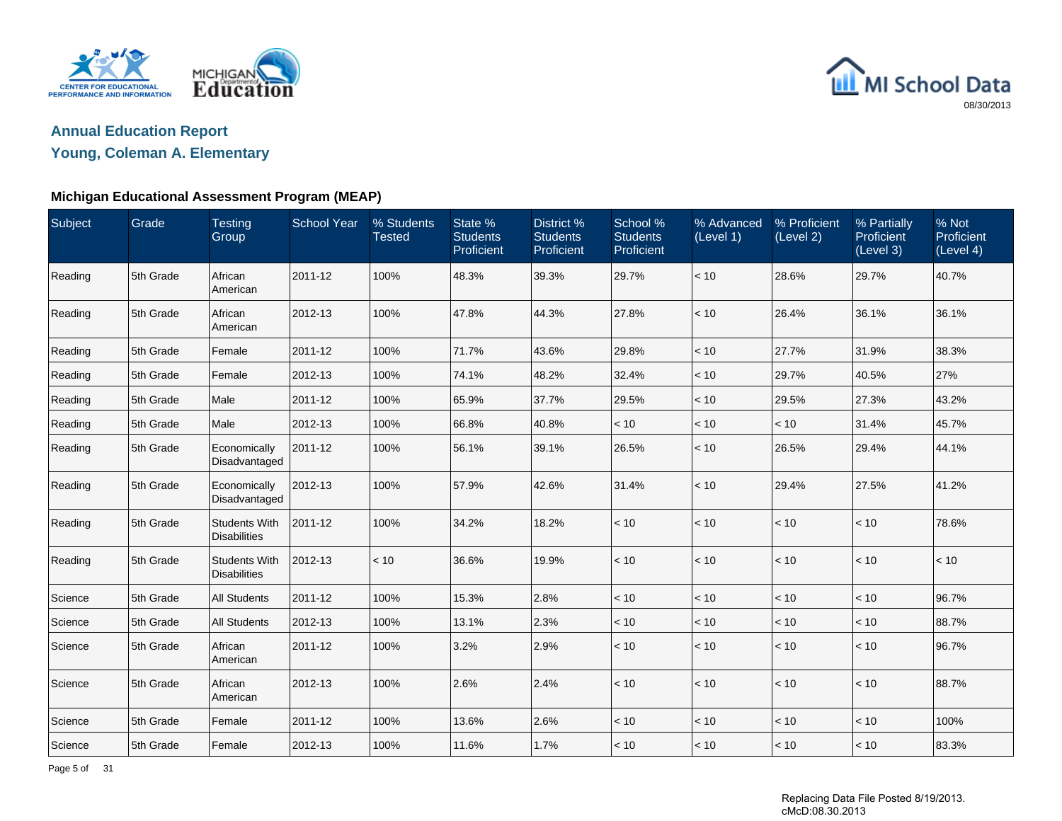## Annual Education Report

## Young, Coleman A. Elementary

### Michigan Educational Assessment Program (MEAP)

| Subject | Grade | Testing Group | School Year | % Students Tested | State % Students Proficient | District % Students Proficient | School % Students Proficient | % Advanced (Level 1) | % Proficient (Level 2) | % Partially Proficient (Level 3) | % Not Proficient (Level 4) |
|---|---|---|---|---|---|---|---|---|---|---|---|
| Reading | 5th Grade | African American | 2011-12 | 100% | 48.3% | 39.3% | 29.7% | < 10 | 28.6% | 29.7% | 40.7% |
| Reading | 5th Grade | African American | 2012-13 | 100% | 47.8% | 44.3% | 27.8% | < 10 | 26.4% | 36.1% | 36.1% |
| Reading | 5th Grade | Female | 2011-12 | 100% | 71.7% | 43.6% | 29.8% | < 10 | 27.7% | 31.9% | 38.3% |
| Reading | 5th Grade | Female | 2012-13 | 100% | 74.1% | 48.2% | 32.4% | < 10 | 29.7% | 40.5% | 27% |
| Reading | 5th Grade | Male | 2011-12 | 100% | 65.9% | 37.7% | 29.5% | < 10 | 29.5% | 27.3% | 43.2% |
| Reading | 5th Grade | Male | 2012-13 | 100% | 66.8% | 40.8% | < 10 | < 10 | < 10 | 31.4% | 45.7% |
| Reading | 5th Grade | Economically Disadvantaged | 2011-12 | 100% | 56.1% | 39.1% | 26.5% | < 10 | 26.5% | 29.4% | 44.1% |
| Reading | 5th Grade | Economically Disadvantaged | 2012-13 | 100% | 57.9% | 42.6% | 31.4% | < 10 | 29.4% | 27.5% | 41.2% |
| Reading | 5th Grade | Students With Disabilities | 2011-12 | 100% | 34.2% | 18.2% | < 10 | < 10 | < 10 | < 10 | 78.6% |
| Reading | 5th Grade | Students With Disabilities | 2012-13 | < 10 | 36.6% | 19.9% | < 10 | < 10 | < 10 | < 10 | < 10 |
| Science | 5th Grade | All Students | 2011-12 | 100% | 15.3% | 2.8% | < 10 | < 10 | < 10 | < 10 | 96.7% |
| Science | 5th Grade | All Students | 2012-13 | 100% | 13.1% | 2.3% | < 10 | < 10 | < 10 | < 10 | 88.7% |
| Science | 5th Grade | African American | 2011-12 | 100% | 3.2% | 2.9% | < 10 | < 10 | < 10 | < 10 | 96.7% |
| Science | 5th Grade | African American | 2012-13 | 100% | 2.6% | 2.4% | < 10 | < 10 | < 10 | < 10 | 88.7% |
| Science | 5th Grade | Female | 2011-12 | 100% | 13.6% | 2.6% | < 10 | < 10 | < 10 | < 10 | 100% |
| Science | 5th Grade | Female | 2012-13 | 100% | 11.6% | 1.7% | < 10 | < 10 | < 10 | < 10 | 83.3% |

Replacing Data File Posted 8/19/2013.
cMcD:08.30.2013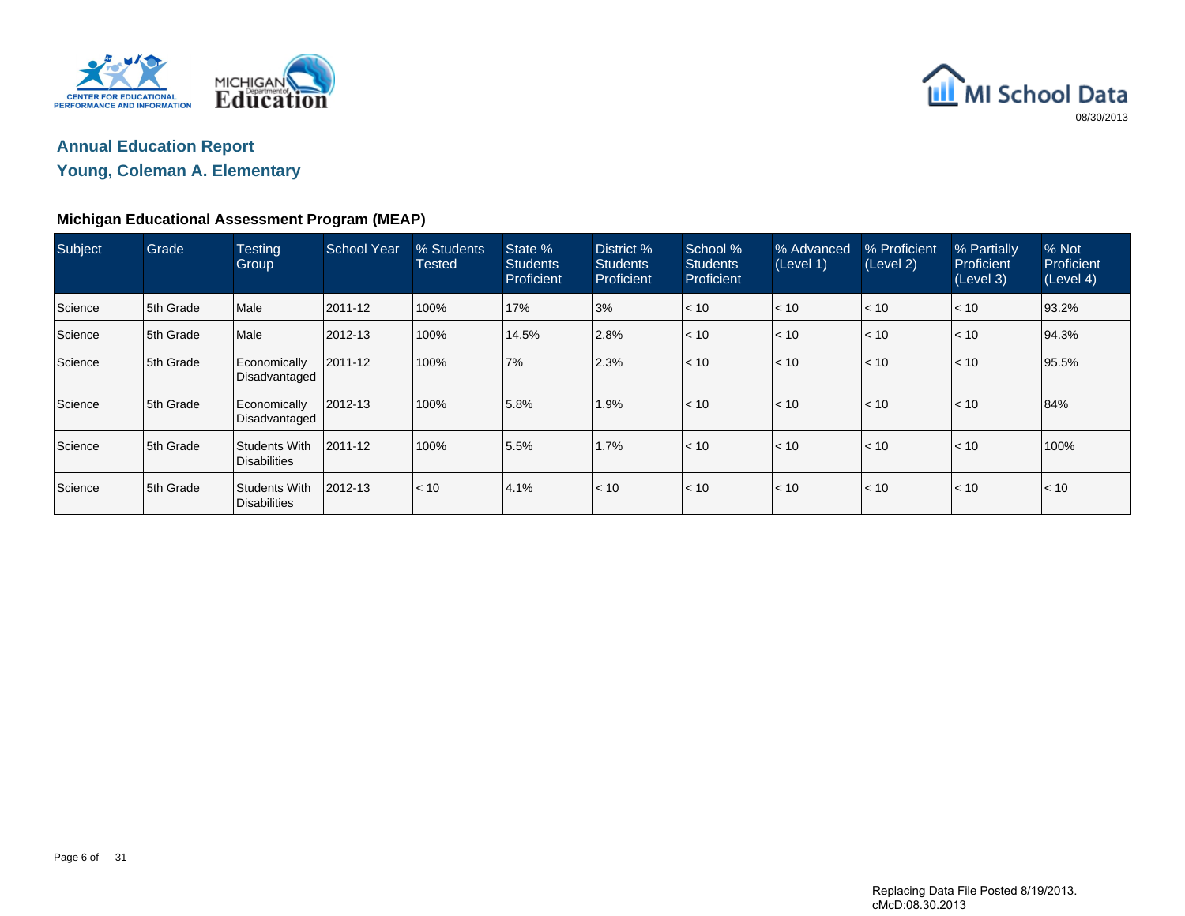## Annual Education Report

## Young, Coleman A. Elementary

### Michigan Educational Assessment Program (MEAP)

| Subject | Grade | Testing Group | School Year | % Students Tested | State % Students Proficient | District % Students Proficient | School % Students Proficient | % Advanced (Level 1) | % Proficient (Level 2) | % Partially Proficient (Level 3) | % Not Proficient (Level 4) |
|---|---|---|---|---|---|---|---|---|---|---|---|
| Science | 5th Grade | Male | 2011-12 | 100% | 17% | 3% | < 10 | < 10 | < 10 | < 10 | 93.2% |
| Science | 5th Grade | Male | 2012-13 | 100% | 14.5% | 2.8% | < 10 | < 10 | < 10 | < 10 | 94.3% |
| Science | 5th Grade | Economically Disadvantaged | 2011-12 | 100% | 7% | 2.3% | < 10 | < 10 | < 10 | < 10 | 95.5% |
| Science | 5th Grade | Economically Disadvantaged | 2012-13 | 100% | 5.8% | 1.9% | < 10 | < 10 | < 10 | < 10 | 84% |
| Science | 5th Grade | Students With Disabilities | 2011-12 | 100% | 5.5% | 1.7% | < 10 | < 10 | < 10 | < 10 | 100% |
| Science | 5th Grade | Students With Disabilities | 2012-13 | < 10 | 4.1% | < 10 | < 10 | < 10 | < 10 | < 10 | < 10 |

Replacing Data File Posted 8/19/2013.
cMcD:08.30.2013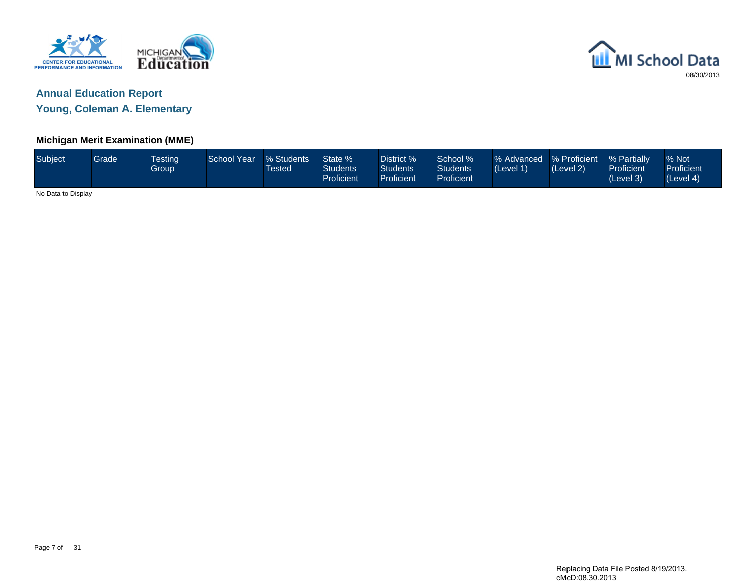## Annual Education Report

## Young, Coleman A. Elementary

### Michigan Merit Examination (MME)

| Subject | Grade | Testing Group | School Year | % Students Tested | State % Students Proficient | District % Students Proficient | School % Students Proficient | % Advanced (Level 1) | % Proficient (Level 2) | % Partially Proficient (Level 3) | % Not Proficient (Level 4) |
|---|---|---|---|---|---|---|---|---|---|---|---|

No Data to Display

Replacing Data File Posted 8/19/2013.
cMcD:08.30.2013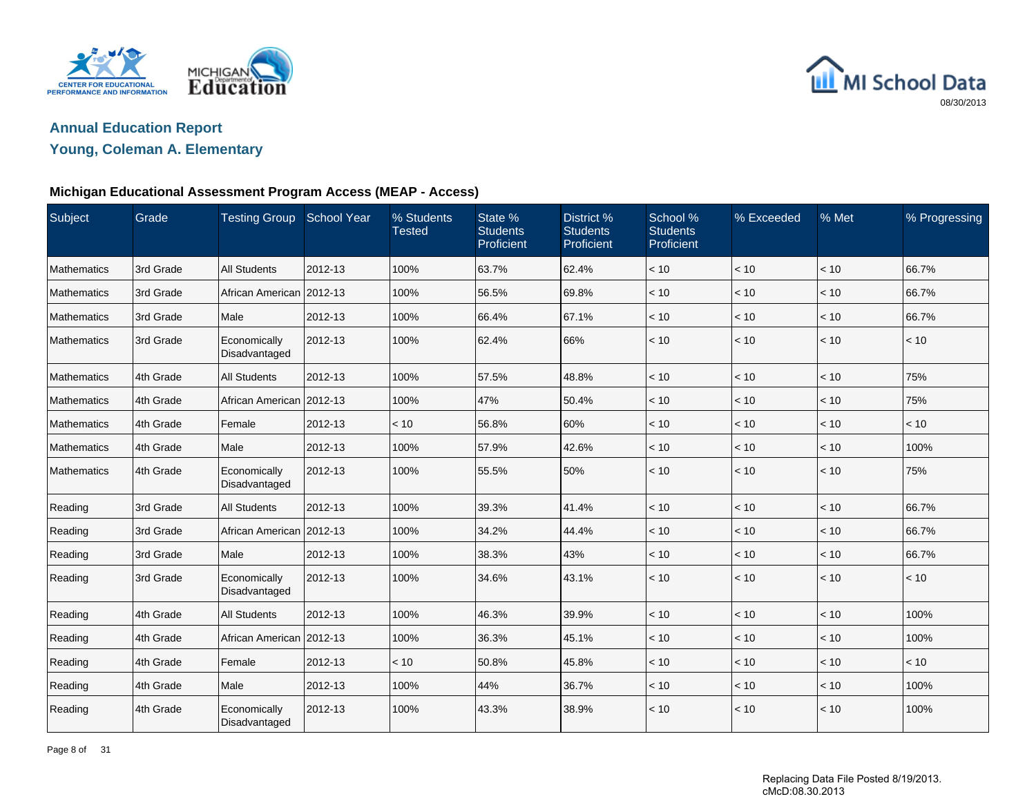## Annual Education Report

## Young, Coleman A. Elementary

### Michigan Educational Assessment Program Access (MEAP - Access)

| Subject | Grade | Testing Group | School Year | % Students Tested | State % Students Proficient | District % Students Proficient | School % Students Proficient | % Exceeded | % Met | % Progressing |
|---|---|---|---|---|---|---|---|---|---|---|
| Mathematics | 3rd Grade | All Students | 2012-13 | 100% | 63.7% | 62.4% | < 10 | < 10 | < 10 | 66.7% |
| Mathematics | 3rd Grade | African American | 2012-13 | 100% | 56.5% | 69.8% | < 10 | < 10 | < 10 | 66.7% |
| Mathematics | 3rd Grade | Male | 2012-13 | 100% | 66.4% | 67.1% | < 10 | < 10 | < 10 | 66.7% |
| Mathematics | 3rd Grade | Economically Disadvantaged | 2012-13 | 100% | 62.4% | 66% | < 10 | < 10 | < 10 | < 10 |
| Mathematics | 4th Grade | All Students | 2012-13 | 100% | 57.5% | 48.8% | < 10 | < 10 | < 10 | 75% |
| Mathematics | 4th Grade | African American | 2012-13 | 100% | 47% | 50.4% | < 10 | < 10 | < 10 | 75% |
| Mathematics | 4th Grade | Female | 2012-13 | < 10 | 56.8% | 60% | < 10 | < 10 | < 10 | < 10 |
| Mathematics | 4th Grade | Male | 2012-13 | 100% | 57.9% | 42.6% | < 10 | < 10 | < 10 | 100% |
| Mathematics | 4th Grade | Economically Disadvantaged | 2012-13 | 100% | 55.5% | 50% | < 10 | < 10 | < 10 | 75% |
| Reading | 3rd Grade | All Students | 2012-13 | 100% | 39.3% | 41.4% | < 10 | < 10 | < 10 | 66.7% |
| Reading | 3rd Grade | African American | 2012-13 | 100% | 34.2% | 44.4% | < 10 | < 10 | < 10 | 66.7% |
| Reading | 3rd Grade | Male | 2012-13 | 100% | 38.3% | 43% | < 10 | < 10 | < 10 | 66.7% |
| Reading | 3rd Grade | Economically Disadvantaged | 2012-13 | 100% | 34.6% | 43.1% | < 10 | < 10 | < 10 | < 10 |
| Reading | 4th Grade | All Students | 2012-13 | 100% | 46.3% | 39.9% | < 10 | < 10 | < 10 | 100% |
| Reading | 4th Grade | African American | 2012-13 | 100% | 36.3% | 45.1% | < 10 | < 10 | < 10 | 100% |
| Reading | 4th Grade | Female | 2012-13 | < 10 | 50.8% | 45.8% | < 10 | < 10 | < 10 | < 10 |
| Reading | 4th Grade | Male | 2012-13 | 100% | 44% | 36.7% | < 10 | < 10 | < 10 | 100% |
| Reading | 4th Grade | Economically Disadvantaged | 2012-13 | 100% | 43.3% | 38.9% | < 10 | < 10 | < 10 | 100% |

Replacing Data File Posted 8/19/2013.
cMcD:08.30.2013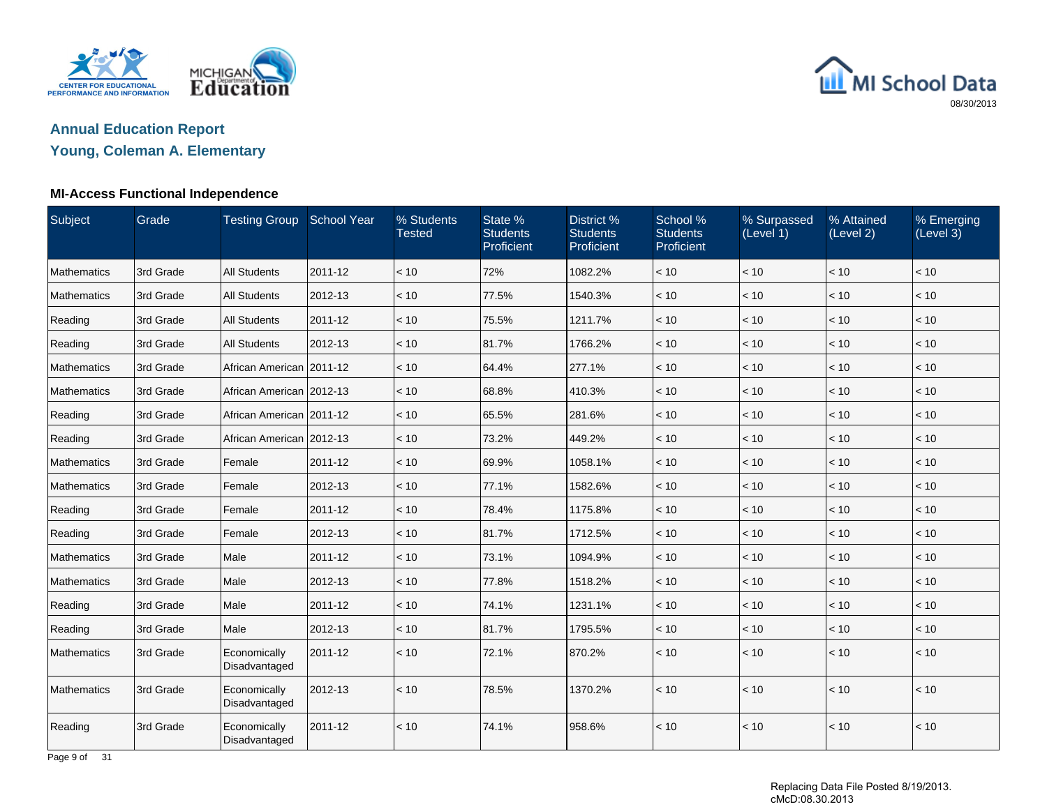## Annual Education Report

## Young, Coleman A. Elementary

### MI-Access Functional Independence

| Subject | Grade | Testing Group | School Year | % Students Tested | State % Students Proficient | District % Students Proficient | School % Students Proficient | % Surpassed (Level 1) | % Attained (Level 2) | % Emerging (Level 3) |
|---|---|---|---|---|---|---|---|---|---|---|
| Mathematics | 3rd Grade | All Students | 2011-12 | < 10 | 72% | 1082.2% | < 10 | < 10 | < 10 | < 10 |
| Mathematics | 3rd Grade | All Students | 2012-13 | < 10 | 77.5% | 1540.3% | < 10 | < 10 | < 10 | < 10 |
| Reading | 3rd Grade | All Students | 2011-12 | < 10 | 75.5% | 1211.7% | < 10 | < 10 | < 10 | < 10 |
| Reading | 3rd Grade | All Students | 2012-13 | < 10 | 81.7% | 1766.2% | < 10 | < 10 | < 10 | < 10 |
| Mathematics | 3rd Grade | African American | 2011-12 | < 10 | 64.4% | 277.1% | < 10 | < 10 | < 10 | < 10 |
| Mathematics | 3rd Grade | African American | 2012-13 | < 10 | 68.8% | 410.3% | < 10 | < 10 | < 10 | < 10 |
| Reading | 3rd Grade | African American | 2011-12 | < 10 | 65.5% | 281.6% | < 10 | < 10 | < 10 | < 10 |
| Reading | 3rd Grade | African American | 2012-13 | < 10 | 73.2% | 449.2% | < 10 | < 10 | < 10 | < 10 |
| Mathematics | 3rd Grade | Female | 2011-12 | < 10 | 69.9% | 1058.1% | < 10 | < 10 | < 10 | < 10 |
| Mathematics | 3rd Grade | Female | 2012-13 | < 10 | 77.1% | 1582.6% | < 10 | < 10 | < 10 | < 10 |
| Reading | 3rd Grade | Female | 2011-12 | < 10 | 78.4% | 1175.8% | < 10 | < 10 | < 10 | < 10 |
| Reading | 3rd Grade | Female | 2012-13 | < 10 | 81.7% | 1712.5% | < 10 | < 10 | < 10 | < 10 |
| Mathematics | 3rd Grade | Male | 2011-12 | < 10 | 73.1% | 1094.9% | < 10 | < 10 | < 10 | < 10 |
| Mathematics | 3rd Grade | Male | 2012-13 | < 10 | 77.8% | 1518.2% | < 10 | < 10 | < 10 | < 10 |
| Reading | 3rd Grade | Male | 2011-12 | < 10 | 74.1% | 1231.1% | < 10 | < 10 | < 10 | < 10 |
| Reading | 3rd Grade | Male | 2012-13 | < 10 | 81.7% | 1795.5% | < 10 | < 10 | < 10 | < 10 |
| Mathematics | 3rd Grade | Economically Disadvantaged | 2011-12 | < 10 | 72.1% | 870.2% | < 10 | < 10 | < 10 | < 10 |
| Mathematics | 3rd Grade | Economically Disadvantaged | 2012-13 | < 10 | 78.5% | 1370.2% | < 10 | < 10 | < 10 | < 10 |
| Reading | 3rd Grade | Economically Disadvantaged | 2011-12 | < 10 | 74.1% | 958.6% | < 10 | < 10 | < 10 | < 10 |

Replacing Data File Posted 8/19/2013.
cMcD:08.30.2013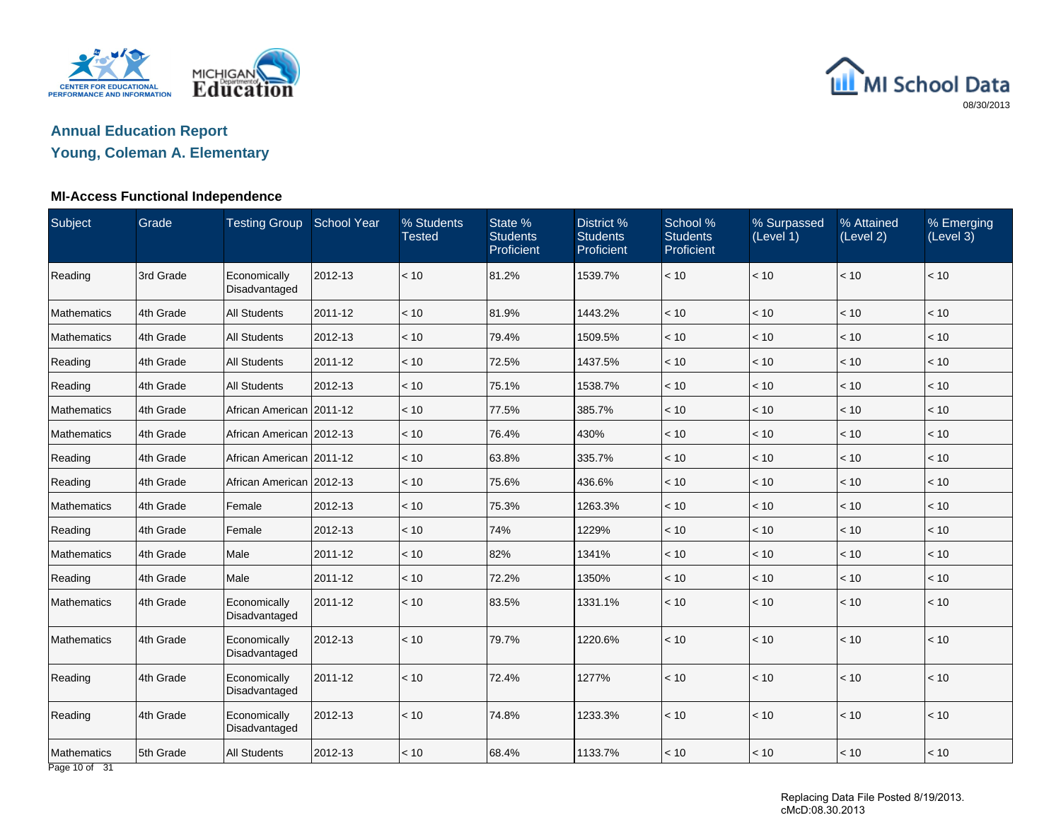## Annual Education Report

## Young, Coleman A. Elementary

### MI-Access Functional Independence

| Subject | Grade | Testing Group | School Year | % Students Tested | State % Students Proficient | District % Students Proficient | School % Students Proficient | % Surpassed (Level 1) | % Attained (Level 2) | % Emerging (Level 3) |
|---|---|---|---|---|---|---|---|---|---|---|
| Reading | 3rd Grade | Economically Disadvantaged | 2012-13 | < 10 | 81.2% | 1539.7% | < 10 | < 10 | < 10 | < 10 |
| Mathematics | 4th Grade | All Students | 2011-12 | < 10 | 81.9% | 1443.2% | < 10 | < 10 | < 10 | < 10 |
| Mathematics | 4th Grade | All Students | 2012-13 | < 10 | 79.4% | 1509.5% | < 10 | < 10 | < 10 | < 10 |
| Reading | 4th Grade | All Students | 2011-12 | < 10 | 72.5% | 1437.5% | < 10 | < 10 | < 10 | < 10 |
| Reading | 4th Grade | All Students | 2012-13 | < 10 | 75.1% | 1538.7% | < 10 | < 10 | < 10 | < 10 |
| Mathematics | 4th Grade | African American | 2011-12 | < 10 | 77.5% | 385.7% | < 10 | < 10 | < 10 | < 10 |
| Mathematics | 4th Grade | African American | 2012-13 | < 10 | 76.4% | 430% | < 10 | < 10 | < 10 | < 10 |
| Reading | 4th Grade | African American | 2011-12 | < 10 | 63.8% | 335.7% | < 10 | < 10 | < 10 | < 10 |
| Reading | 4th Grade | African American | 2012-13 | < 10 | 75.6% | 436.6% | < 10 | < 10 | < 10 | < 10 |
| Mathematics | 4th Grade | Female | 2012-13 | < 10 | 75.3% | 1263.3% | < 10 | < 10 | < 10 | < 10 |
| Reading | 4th Grade | Female | 2012-13 | < 10 | 74% | 1229% | < 10 | < 10 | < 10 | < 10 |
| Mathematics | 4th Grade | Male | 2011-12 | < 10 | 82% | 1341% | < 10 | < 10 | < 10 | < 10 |
| Reading | 4th Grade | Male | 2011-12 | < 10 | 72.2% | 1350% | < 10 | < 10 | < 10 | < 10 |
| Mathematics | 4th Grade | Economically Disadvantaged | 2011-12 | < 10 | 83.5% | 1331.1% | < 10 | < 10 | < 10 | < 10 |
| Mathematics | 4th Grade | Economically Disadvantaged | 2012-13 | < 10 | 79.7% | 1220.6% | < 10 | < 10 | < 10 | < 10 |
| Reading | 4th Grade | Economically Disadvantaged | 2011-12 | < 10 | 72.4% | 1277% | < 10 | < 10 | < 10 | < 10 |
| Reading | 4th Grade | Economically Disadvantaged | 2012-13 | < 10 | 74.8% | 1233.3% | < 10 | < 10 | < 10 | < 10 |
| Mathematics | 5th Grade | All Students | 2012-13 | < 10 | 68.4% | 1133.7% | < 10 | < 10 | < 10 | < 10 |

Replacing Data File Posted 8/19/2013.
cMcD:08.30.2013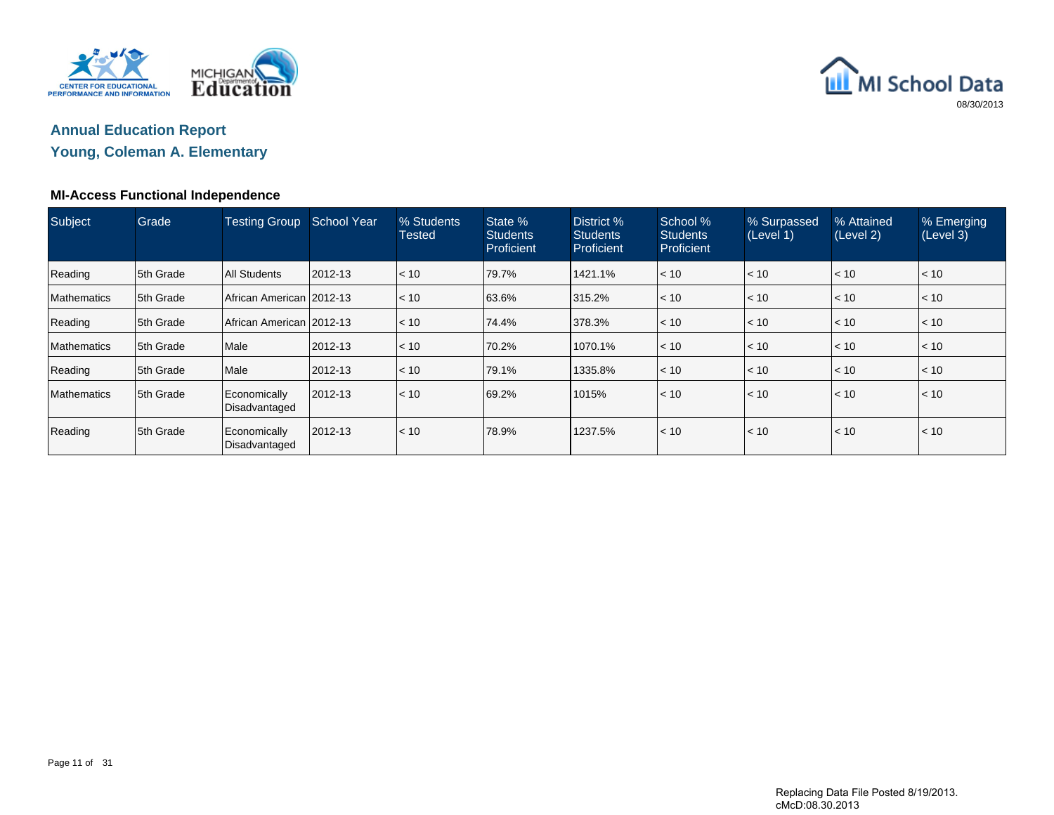MI School Data

08/30/2013

## Annual Education Report

## Young, Coleman A. Elementary

### MI-Access Functional Independence

| Subject | Grade | Testing Group | School Year | % Students Tested | State % Students Proficient | District % Students Proficient | School % Students Proficient | % Surpassed (Level 1) | % Attained (Level 2) | % Emerging (Level 3) |
|---|---|---|---|---|---|---|---|---|---|---|
| Reading | 5th Grade | All Students | 2012-13 | < 10 | 79.7% | 1421.1% | < 10 | < 10 | < 10 | < 10 |
| Mathematics | 5th Grade | African American | 2012-13 | < 10 | 63.6% | 315.2% | < 10 | < 10 | < 10 | < 10 |
| Reading | 5th Grade | African American | 2012-13 | < 10 | 74.4% | 378.3% | < 10 | < 10 | < 10 | < 10 |
| Mathematics | 5th Grade | Male | 2012-13 | < 10 | 70.2% | 1070.1% | < 10 | < 10 | < 10 | < 10 |
| Reading | 5th Grade | Male | 2012-13 | < 10 | 79.1% | 1335.8% | < 10 | < 10 | < 10 | < 10 |
| Mathematics | 5th Grade | Economically Disadvantaged | 2012-13 | < 10 | 69.2% | 1015% | < 10 | < 10 | < 10 | < 10 |
| Reading | 5th Grade | Economically Disadvantaged | 2012-13 | < 10 | 78.9% | 1237.5% | < 10 | < 10 | < 10 | < 10 |

Replacing Data File Posted 8/19/2013.
cMcD:08.30.2013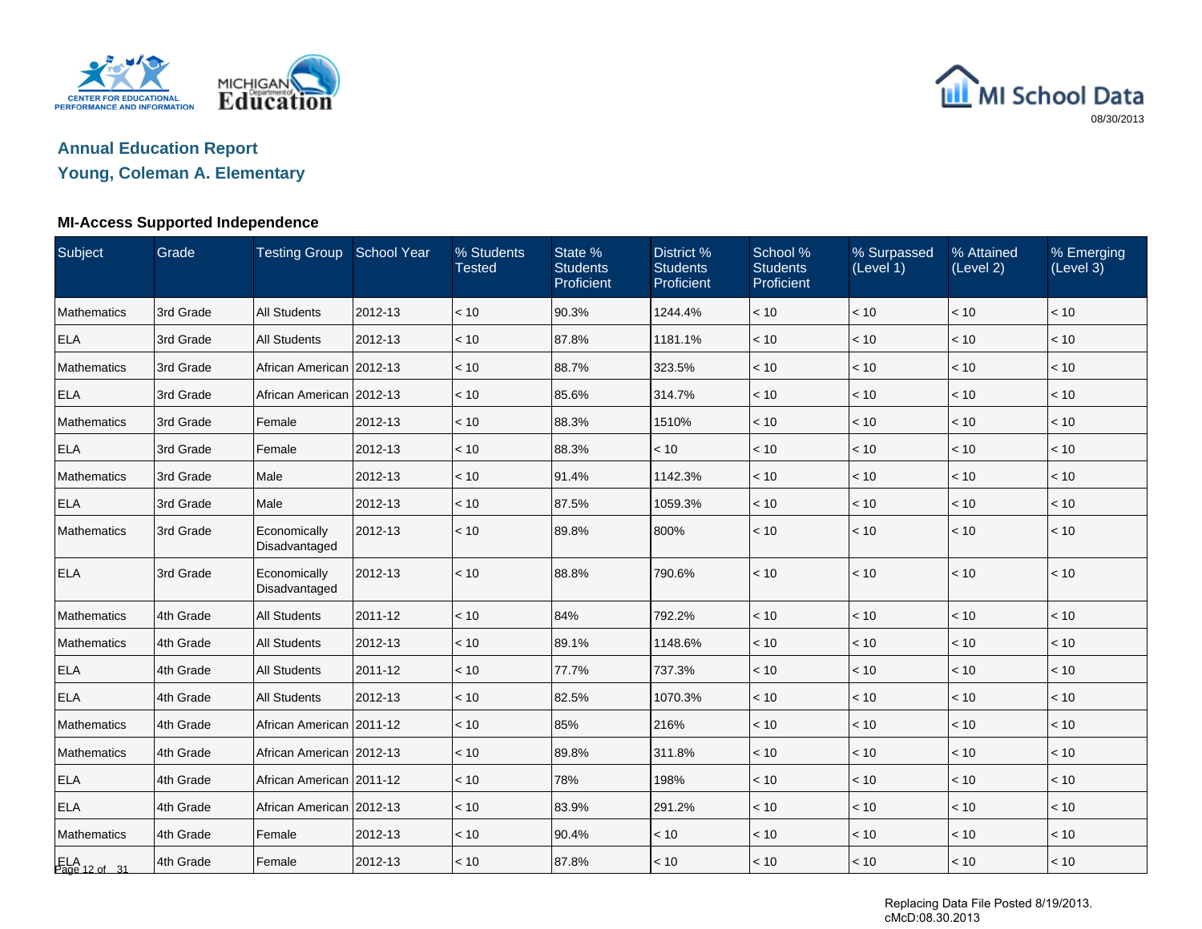## Annual Education Report

## Young, Coleman A. Elementary

### MI-Access Supported Independence

| Subject | Grade | Testing Group | School Year | % Students Tested | State % Students Proficient | District % Students Proficient | School % Students Proficient | % Surpassed (Level 1) | % Attained (Level 2) | % Emerging (Level 3) |
|---|---|---|---|---|---|---|---|---|---|---|
| Mathematics | 3rd Grade | All Students | 2012-13 | < 10 | 90.3% | 1244.4% | < 10 | < 10 | < 10 | < 10 |
| ELA | 3rd Grade | All Students | 2012-13 | < 10 | 87.8% | 1181.1% | < 10 | < 10 | < 10 | < 10 |
| Mathematics | 3rd Grade | African American | 2012-13 | < 10 | 88.7% | 323.5% | < 10 | < 10 | < 10 | < 10 |
| ELA | 3rd Grade | African American | 2012-13 | < 10 | 85.6% | 314.7% | < 10 | < 10 | < 10 | < 10 |
| Mathematics | 3rd Grade | Female | 2012-13 | < 10 | 88.3% | 1510% | < 10 | < 10 | < 10 | < 10 |
| ELA | 3rd Grade | Female | 2012-13 | < 10 | 88.3% | < 10 | < 10 | < 10 | < 10 | < 10 |
| Mathematics | 3rd Grade | Male | 2012-13 | < 10 | 91.4% | 1142.3% | < 10 | < 10 | < 10 | < 10 |
| ELA | 3rd Grade | Male | 2012-13 | < 10 | 87.5% | 1059.3% | < 10 | < 10 | < 10 | < 10 |
| Mathematics | 3rd Grade | Economically Disadvantaged | 2012-13 | < 10 | 89.8% | 800% | < 10 | < 10 | < 10 | < 10 |
| ELA | 3rd Grade | Economically Disadvantaged | 2012-13 | < 10 | 88.8% | 790.6% | < 10 | < 10 | < 10 | < 10 |
| Mathematics | 4th Grade | All Students | 2011-12 | < 10 | 84% | 792.2% | < 10 | < 10 | < 10 | < 10 |
| Mathematics | 4th Grade | All Students | 2012-13 | < 10 | 89.1% | 1148.6% | < 10 | < 10 | < 10 | < 10 |
| ELA | 4th Grade | All Students | 2011-12 | < 10 | 77.7% | 737.3% | < 10 | < 10 | < 10 | < 10 |
| ELA | 4th Grade | All Students | 2012-13 | < 10 | 82.5% | 1070.3% | < 10 | < 10 | < 10 | < 10 |
| Mathematics | 4th Grade | African American | 2011-12 | < 10 | 85% | 216% | < 10 | < 10 | < 10 | < 10 |
| Mathematics | 4th Grade | African American | 2012-13 | < 10 | 89.8% | 311.8% | < 10 | < 10 | < 10 | < 10 |
| ELA | 4th Grade | African American | 2011-12 | < 10 | 78% | 198% | < 10 | < 10 | < 10 | < 10 |
| ELA | 4th Grade | African American | 2012-13 | < 10 | 83.9% | 291.2% | < 10 | < 10 | < 10 | < 10 |
| Mathematics | 4th Grade | Female | 2012-13 | < 10 | 90.4% | < 10 | < 10 | < 10 | < 10 | < 10 |
| ELA | 4th Grade | Female | 2012-13 | < 10 | 87.8% | < 10 | < 10 | < 10 | < 10 | < 10 |

Replacing Data File Posted 8/19/2013.
cMcD:08.30.2013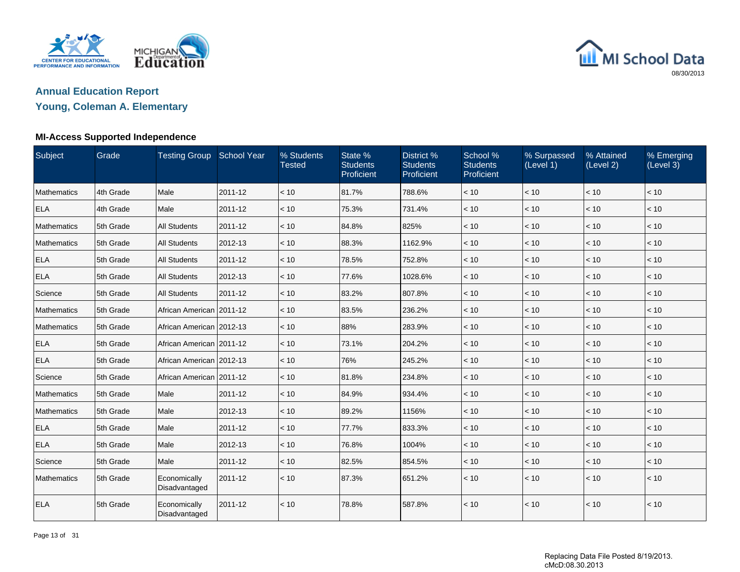## Annual Education Report

## Young, Coleman A. Elementary

### MI-Access Supported Independence

| Subject | Grade | Testing Group | School Year | % Students Tested | State % Students Proficient | District % Students Proficient | School % Students Proficient | % Surpassed (Level 1) | % Attained (Level 2) | % Emerging (Level 3) |
|---|---|---|---|---|---|---|---|---|---|---|
| Mathematics | 4th Grade | Male | 2011-12 | < 10 | 81.7% | 788.6% | < 10 | < 10 | < 10 | < 10 |
| ELA | 4th Grade | Male | 2011-12 | < 10 | 75.3% | 731.4% | < 10 | < 10 | < 10 | < 10 |
| Mathematics | 5th Grade | All Students | 2011-12 | < 10 | 84.8% | 825% | < 10 | < 10 | < 10 | < 10 |
| Mathematics | 5th Grade | All Students | 2012-13 | < 10 | 88.3% | 1162.9% | < 10 | < 10 | < 10 | < 10 |
| ELA | 5th Grade | All Students | 2011-12 | < 10 | 78.5% | 752.8% | < 10 | < 10 | < 10 | < 10 |
| ELA | 5th Grade | All Students | 2012-13 | < 10 | 77.6% | 1028.6% | < 10 | < 10 | < 10 | < 10 |
| Science | 5th Grade | All Students | 2011-12 | < 10 | 83.2% | 807.8% | < 10 | < 10 | < 10 | < 10 |
| Mathematics | 5th Grade | African American | 2011-12 | < 10 | 83.5% | 236.2% | < 10 | < 10 | < 10 | < 10 |
| Mathematics | 5th Grade | African American | 2012-13 | < 10 | 88% | 283.9% | < 10 | < 10 | < 10 | < 10 |
| ELA | 5th Grade | African American | 2011-12 | < 10 | 73.1% | 204.2% | < 10 | < 10 | < 10 | < 10 |
| ELA | 5th Grade | African American | 2012-13 | < 10 | 76% | 245.2% | < 10 | < 10 | < 10 | < 10 |
| Science | 5th Grade | African American | 2011-12 | < 10 | 81.8% | 234.8% | < 10 | < 10 | < 10 | < 10 |
| Mathematics | 5th Grade | Male | 2011-12 | < 10 | 84.9% | 934.4% | < 10 | < 10 | < 10 | < 10 |
| Mathematics | 5th Grade | Male | 2012-13 | < 10 | 89.2% | 1156% | < 10 | < 10 | < 10 | < 10 |
| ELA | 5th Grade | Male | 2011-12 | < 10 | 77.7% | 833.3% | < 10 | < 10 | < 10 | < 10 |
| ELA | 5th Grade | Male | 2012-13 | < 10 | 76.8% | 1004% | < 10 | < 10 | < 10 | < 10 |
| Science | 5th Grade | Male | 2011-12 | < 10 | 82.5% | 854.5% | < 10 | < 10 | < 10 | < 10 |
| Mathematics | 5th Grade | Economically Disadvantaged | 2011-12 | < 10 | 87.3% | 651.2% | < 10 | < 10 | < 10 | < 10 |
| ELA | 5th Grade | Economically Disadvantaged | 2011-12 | < 10 | 78.8% | 587.8% | < 10 | < 10 | < 10 | < 10 |

Replacing Data File Posted 8/19/2013.
cMcD:08.30.2013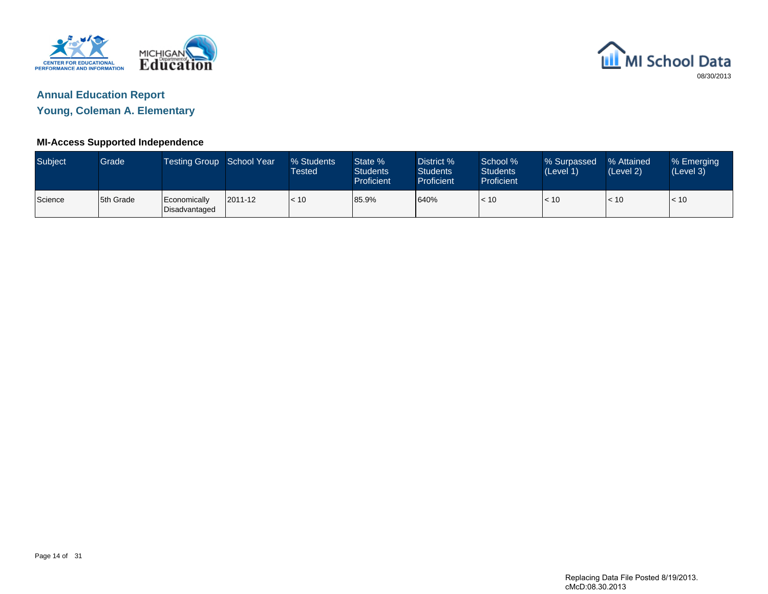## Annual Education Report

## Young, Coleman A. Elementary

### MI-Access Supported Independence

| Subject | Grade | Testing Group | School Year | % Students Tested | State % Students Proficient | District % Students Proficient | School % Students Proficient | % Surpassed (Level 1) | % Attained (Level 2) | % Emerging (Level 3) |
|---|---|---|---|---|---|---|---|---|---|---|
| Science | 5th Grade | Economically Disadvantaged | 2011-12 | < 10 | 85.9% | 640% | < 10 | < 10 | < 10 | < 10 |

Replacing Data File Posted 8/19/2013.
cMcD:08.30.2013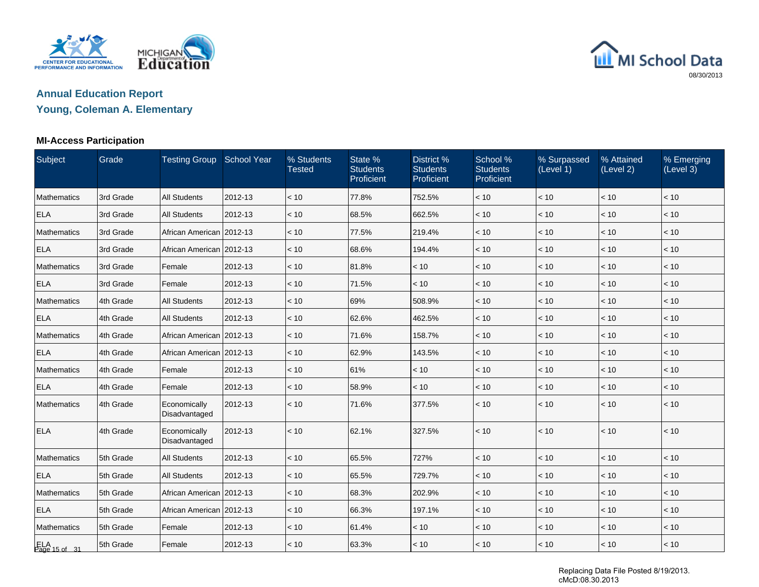## Annual Education Report

## Young, Coleman A. Elementary

08/30/2013

### MI-Access Participation

| Subject | Grade | Testing Group | School Year | % Students Tested | State % Students Proficient | District % Students Proficient | School % Students Proficient | % Surpassed (Level 1) | % Attained (Level 2) | % Emerging (Level 3) |
|---|---|---|---|---|---|---|---|---|---|---|
| Mathematics | 3rd Grade | All Students | 2012-13 | < 10 | 77.8% | 752.5% | < 10 | < 10 | < 10 | < 10 |
| ELA | 3rd Grade | All Students | 2012-13 | < 10 | 68.5% | 662.5% | < 10 | < 10 | < 10 | < 10 |
| Mathematics | 3rd Grade | African American | 2012-13 | < 10 | 77.5% | 219.4% | < 10 | < 10 | < 10 | < 10 |
| ELA | 3rd Grade | African American | 2012-13 | < 10 | 68.6% | 194.4% | < 10 | < 10 | < 10 | < 10 |
| Mathematics | 3rd Grade | Female | 2012-13 | < 10 | 81.8% | < 10 | < 10 | < 10 | < 10 | < 10 |
| ELA | 3rd Grade | Female | 2012-13 | < 10 | 71.5% | < 10 | < 10 | < 10 | < 10 | < 10 |
| Mathematics | 4th Grade | All Students | 2012-13 | < 10 | 69% | 508.9% | < 10 | < 10 | < 10 | < 10 |
| ELA | 4th Grade | All Students | 2012-13 | < 10 | 62.6% | 462.5% | < 10 | < 10 | < 10 | < 10 |
| Mathematics | 4th Grade | African American | 2012-13 | < 10 | 71.6% | 158.7% | < 10 | < 10 | < 10 | < 10 |
| ELA | 4th Grade | African American | 2012-13 | < 10 | 62.9% | 143.5% | < 10 | < 10 | < 10 | < 10 |
| Mathematics | 4th Grade | Female | 2012-13 | < 10 | 61% | < 10 | < 10 | < 10 | < 10 | < 10 |
| ELA | 4th Grade | Female | 2012-13 | < 10 | 58.9% | < 10 | < 10 | < 10 | < 10 | < 10 |
| Mathematics | 4th Grade | Economically Disadvantaged | 2012-13 | < 10 | 71.6% | 377.5% | < 10 | < 10 | < 10 | < 10 |
| ELA | 4th Grade | Economically Disadvantaged | 2012-13 | < 10 | 62.1% | 327.5% | < 10 | < 10 | < 10 | < 10 |
| Mathematics | 5th Grade | All Students | 2012-13 | < 10 | 65.5% | 727% | < 10 | < 10 | < 10 | < 10 |
| ELA | 5th Grade | All Students | 2012-13 | < 10 | 65.5% | 729.7% | < 10 | < 10 | < 10 | < 10 |
| Mathematics | 5th Grade | African American | 2012-13 | < 10 | 68.3% | 202.9% | < 10 | < 10 | < 10 | < 10 |
| ELA | 5th Grade | African American | 2012-13 | < 10 | 66.3% | 197.1% | < 10 | < 10 | < 10 | < 10 |
| Mathematics | 5th Grade | Female | 2012-13 | < 10 | 61.4% | < 10 | < 10 | < 10 | < 10 | < 10 |
| ELA | 5th Grade | Female | 2012-13 | < 10 | 63.3% | < 10 | < 10 | < 10 | < 10 | < 10 |

Replacing Data File Posted 8/19/2013.
cMcD:08.30.2013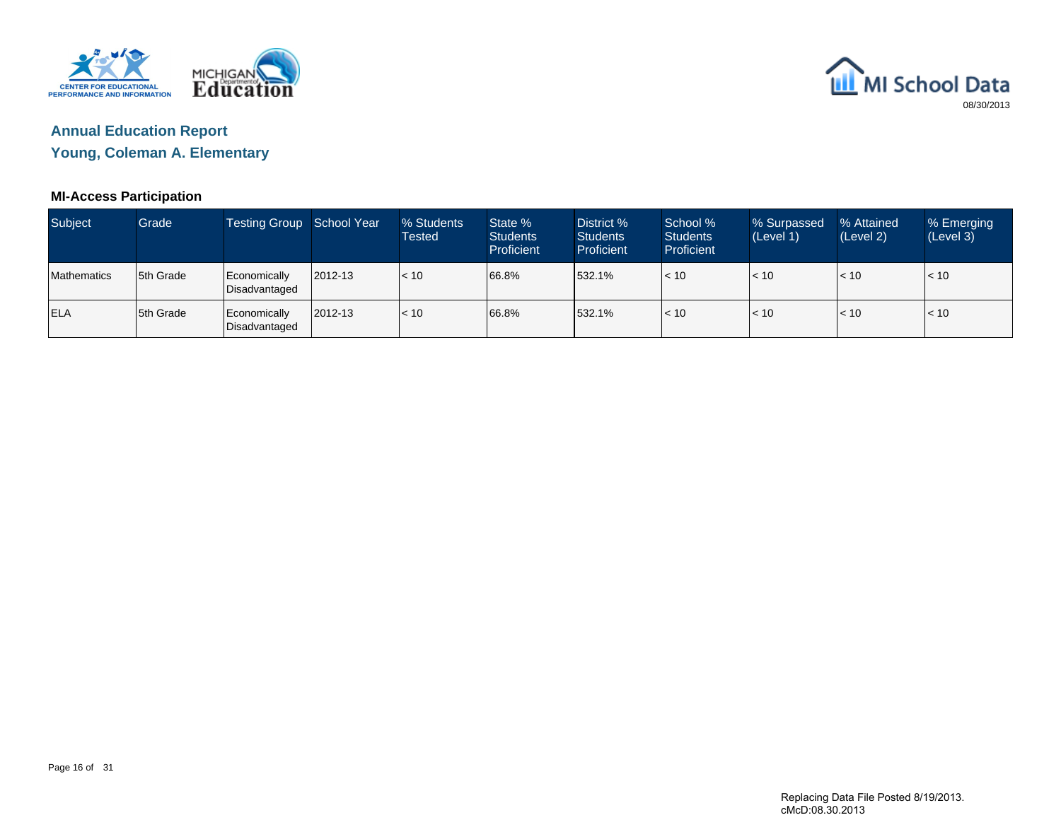## Annual Education Report

## Young, Coleman A. Elementary

### MI-Access Participation

| Subject | Grade | Testing Group | School Year | % Students Tested | State % Students Proficient | District % Students Proficient | School % Students Proficient | % Surpassed (Level 1) | % Attained (Level 2) | % Emerging (Level 3) |
|---|---|---|---|---|---|---|---|---|---|---|
| Mathematics | 5th Grade | Economically Disadvantaged | 2012-13 | < 10 | 66.8% | 532.1% | < 10 | < 10 | < 10 | < 10 |
| ELA | 5th Grade | Economically Disadvantaged | 2012-13 | < 10 | 66.8% | 532.1% | < 10 | < 10 | < 10 | < 10 |

Replacing Data File Posted 8/19/2013.
cMcD:08.30.2013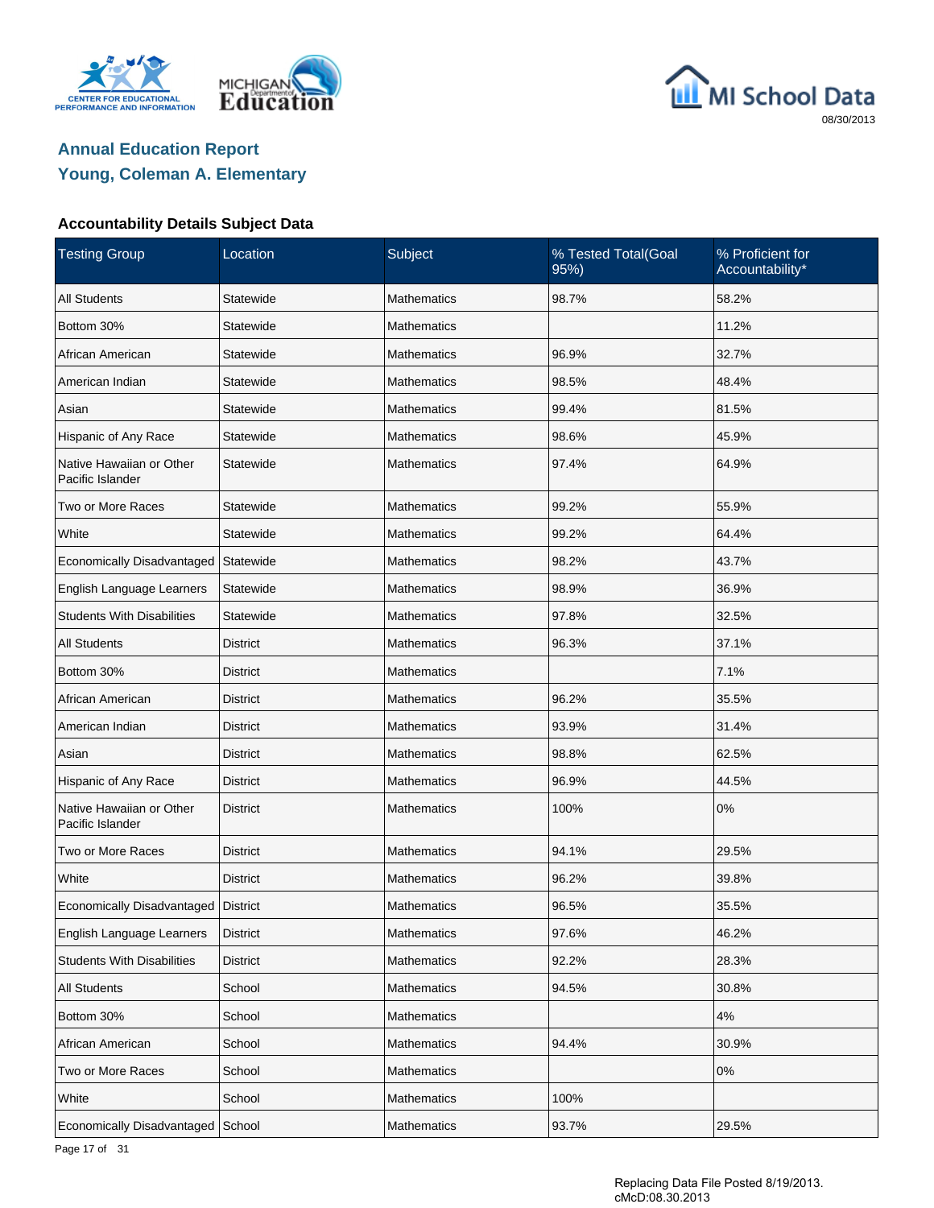## Annual Education Report

## Young, Coleman A. Elementary

### Accountability Details Subject Data

| Testing Group | Location | Subject | % Tested Total(Goal 95%) | % Proficient for Accountability* |
|---|---|---|---|---|
| All Students | Statewide | Mathematics | 98.7% | 58.2% |
| Bottom 30% | Statewide | Mathematics | | 11.2% |
| African American | Statewide | Mathematics | 96.9% | 32.7% |
| American Indian | Statewide | Mathematics | 98.5% | 48.4% |
| Asian | Statewide | Mathematics | 99.4% | 81.5% |
| Hispanic of Any Race | Statewide | Mathematics | 98.6% | 45.9% |
| Native Hawaiian or Other Pacific Islander | Statewide | Mathematics | 97.4% | 64.9% |
| Two or More Races | Statewide | Mathematics | 99.2% | 55.9% |
| White | Statewide | Mathematics | 99.2% | 64.4% |
| Economically Disadvantaged | Statewide | Mathematics | 98.2% | 43.7% |
| English Language Learners | Statewide | Mathematics | 98.9% | 36.9% |
| Students With Disabilities | Statewide | Mathematics | 97.8% | 32.5% |
| All Students | District | Mathematics | 96.3% | 37.1% |
| Bottom 30% | District | Mathematics | | 7.1% |
| African American | District | Mathematics | 96.2% | 35.5% |
| American Indian | District | Mathematics | 93.9% | 31.4% |
| Asian | District | Mathematics | 98.8% | 62.5% |
| Hispanic of Any Race | District | Mathematics | 96.9% | 44.5% |
| Native Hawaiian or Other Pacific Islander | District | Mathematics | 100% | 0% |
| Two or More Races | District | Mathematics | 94.1% | 29.5% |
| White | District | Mathematics | 96.2% | 39.8% |
| Economically Disadvantaged | District | Mathematics | 96.5% | 35.5% |
| English Language Learners | District | Mathematics | 97.6% | 46.2% |
| Students With Disabilities | District | Mathematics | 92.2% | 28.3% |
| All Students | School | Mathematics | 94.5% | 30.8% |
| Bottom 30% | School | Mathematics | | 4% |
| African American | School | Mathematics | 94.4% | 30.9% |
| Two or More Races | School | Mathematics | | 0% |
| White | School | Mathematics | 100% | |
| Economically Disadvantaged | School | Mathematics | 93.7% | 29.5% |

Replacing Data File Posted 8/19/2013.
cMcD:08.30.2013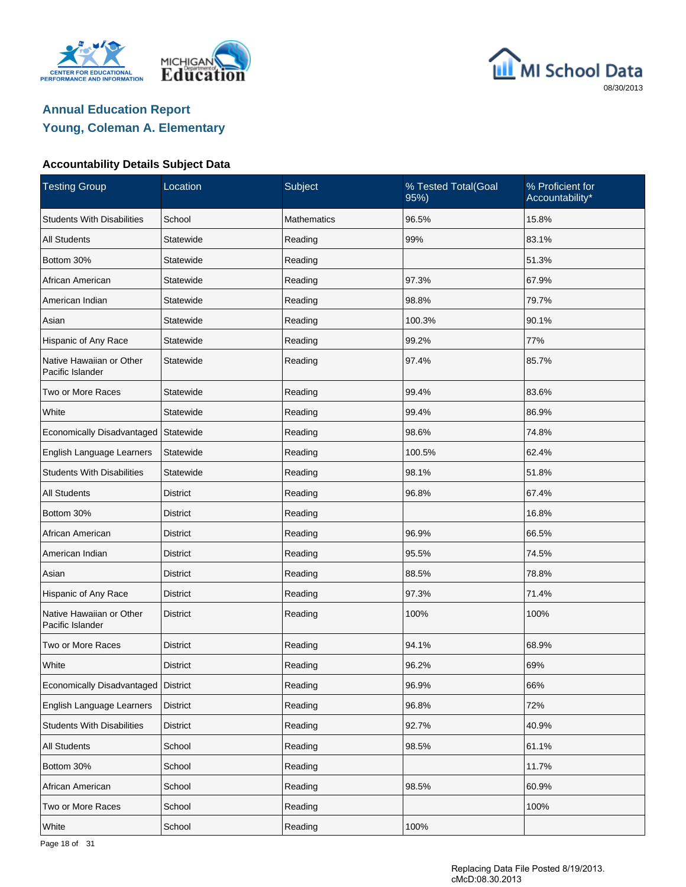## Annual Education Report

## Young, Coleman A. Elementary

### Accountability Details Subject Data

| Testing Group | Location | Subject | % Tested Total(Goal 95%) | % Proficient for Accountability* |
|---|---|---|---|---|
| Students With Disabilities | School | Mathematics | 96.5% | 15.8% |
| All Students | Statewide | Reading | 99% | 83.1% |
| Bottom 30% | Statewide | Reading | | 51.3% |
| African American | Statewide | Reading | 97.3% | 67.9% |
| American Indian | Statewide | Reading | 98.8% | 79.7% |
| Asian | Statewide | Reading | 100.3% | 90.1% |
| Hispanic of Any Race | Statewide | Reading | 99.2% | 77% |
| Native Hawaiian or Other Pacific Islander | Statewide | Reading | 97.4% | 85.7% |
| Two or More Races | Statewide | Reading | 99.4% | 83.6% |
| White | Statewide | Reading | 99.4% | 86.9% |
| Economically Disadvantaged | Statewide | Reading | 98.6% | 74.8% |
| English Language Learners | Statewide | Reading | 100.5% | 62.4% |
| Students With Disabilities | Statewide | Reading | 98.1% | 51.8% |
| All Students | District | Reading | 96.8% | 67.4% |
| Bottom 30% | District | Reading | | 16.8% |
| African American | District | Reading | 96.9% | 66.5% |
| American Indian | District | Reading | 95.5% | 74.5% |
| Asian | District | Reading | 88.5% | 78.8% |
| Hispanic of Any Race | District | Reading | 97.3% | 71.4% |
| Native Hawaiian or Other Pacific Islander | District | Reading | 100% | 100% |
| Two or More Races | District | Reading | 94.1% | 68.9% |
| White | District | Reading | 96.2% | 69% |
| Economically Disadvantaged | District | Reading | 96.9% | 66% |
| English Language Learners | District | Reading | 96.8% | 72% |
| Students With Disabilities | District | Reading | 92.7% | 40.9% |
| All Students | School | Reading | 98.5% | 61.1% |
| Bottom 30% | School | Reading | | 11.7% |
| African American | School | Reading | 98.5% | 60.9% |
| Two or More Races | School | Reading | | 100% |
| White | School | Reading | 100% | |

Replacing Data File Posted 8/19/2013.
cMcD:08.30.2013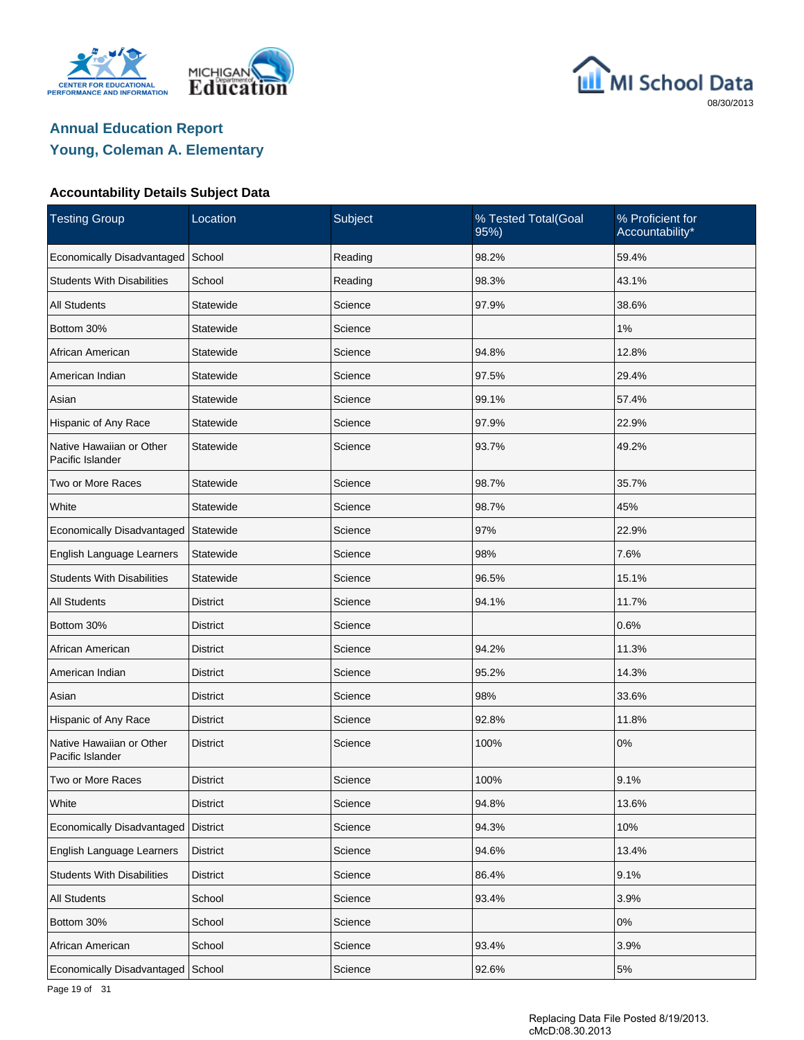## Annual Education Report
## Young, Coleman A. Elementary

### Accountability Details Subject Data

| Testing Group | Location | Subject | % Tested Total(Goal 95%) | % Proficient for Accountability* |
|---|---|---|---|---|
| Economically Disadvantaged | School | Reading | 98.2% | 59.4% |
| Students With Disabilities | School | Reading | 98.3% | 43.1% |
| All Students | Statewide | Science | 97.9% | 38.6% |
| Bottom 30% | Statewide | Science | | 1% |
| African American | Statewide | Science | 94.8% | 12.8% |
| American Indian | Statewide | Science | 97.5% | 29.4% |
| Asian | Statewide | Science | 99.1% | 57.4% |
| Hispanic of Any Race | Statewide | Science | 97.9% | 22.9% |
| Native Hawaiian or Other Pacific Islander | Statewide | Science | 93.7% | 49.2% |
| Two or More Races | Statewide | Science | 98.7% | 35.7% |
| White | Statewide | Science | 98.7% | 45% |
| Economically Disadvantaged | Statewide | Science | 97% | 22.9% |
| English Language Learners | Statewide | Science | 98% | 7.6% |
| Students With Disabilities | Statewide | Science | 96.5% | 15.1% |
| All Students | District | Science | 94.1% | 11.7% |
| Bottom 30% | District | Science | | 0.6% |
| African American | District | Science | 94.2% | 11.3% |
| American Indian | District | Science | 95.2% | 14.3% |
| Asian | District | Science | 98% | 33.6% |
| Hispanic of Any Race | District | Science | 92.8% | 11.8% |
| Native Hawaiian or Other Pacific Islander | District | Science | 100% | 0% |
| Two or More Races | District | Science | 100% | 9.1% |
| White | District | Science | 94.8% | 13.6% |
| Economically Disadvantaged | District | Science | 94.3% | 10% |
| English Language Learners | District | Science | 94.6% | 13.4% |
| Students With Disabilities | District | Science | 86.4% | 9.1% |
| All Students | School | Science | 93.4% | 3.9% |
| Bottom 30% | School | Science | | 0% |
| African American | School | Science | 93.4% | 3.9% |
| Economically Disadvantaged | School | Science | 92.6% | 5% |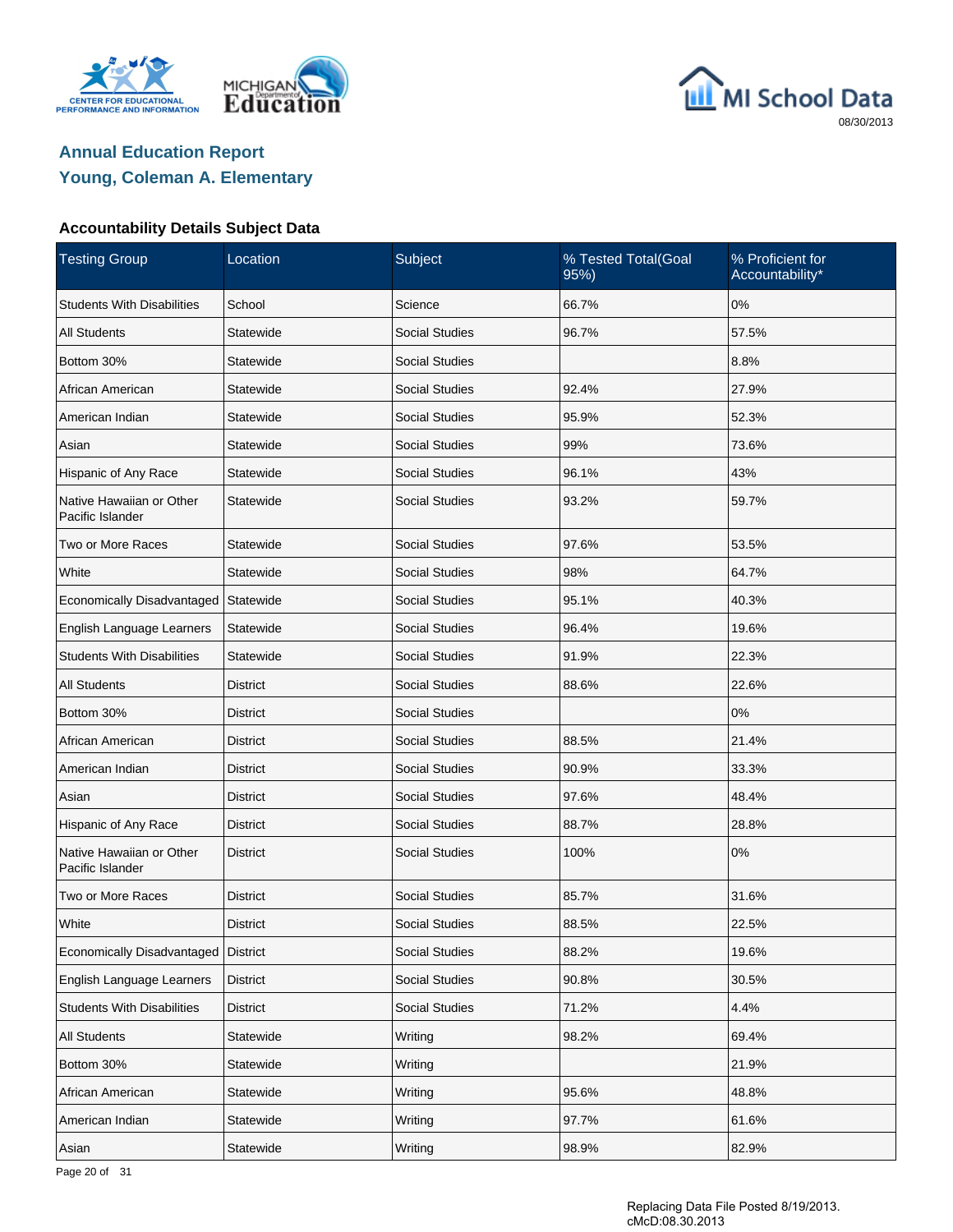# Annual Education Report

## Young, Coleman A. Elementary

### Accountability Details Subject Data

| Testing Group | Location | Subject | % Tested Total(Goal 95%) | % Proficient for Accountability* |
|---|---|---|---|---|
| Students With Disabilities | School | Science | 66.7% | 0% |
| All Students | Statewide | Social Studies | 96.7% | 57.5% |
| Bottom 30% | Statewide | Social Studies | | 8.8% |
| African American | Statewide | Social Studies | 92.4% | 27.9% |
| American Indian | Statewide | Social Studies | 95.9% | 52.3% |
| Asian | Statewide | Social Studies | 99% | 73.6% |
| Hispanic of Any Race | Statewide | Social Studies | 96.1% | 43% |
| Native Hawaiian or Other Pacific Islander | Statewide | Social Studies | 93.2% | 59.7% |
| Two or More Races | Statewide | Social Studies | 97.6% | 53.5% |
| White | Statewide | Social Studies | 98% | 64.7% |
| Economically Disadvantaged | Statewide | Social Studies | 95.1% | 40.3% |
| English Language Learners | Statewide | Social Studies | 96.4% | 19.6% |
| Students With Disabilities | Statewide | Social Studies | 91.9% | 22.3% |
| All Students | District | Social Studies | 88.6% | 22.6% |
| Bottom 30% | District | Social Studies | | 0% |
| African American | District | Social Studies | 88.5% | 21.4% |
| American Indian | District | Social Studies | 90.9% | 33.3% |
| Asian | District | Social Studies | 97.6% | 48.4% |
| Hispanic of Any Race | District | Social Studies | 88.7% | 28.8% |
| Native Hawaiian or Other Pacific Islander | District | Social Studies | 100% | 0% |
| Two or More Races | District | Social Studies | 85.7% | 31.6% |
| White | District | Social Studies | 88.5% | 22.5% |
| Economically Disadvantaged | District | Social Studies | 88.2% | 19.6% |
| English Language Learners | District | Social Studies | 90.8% | 30.5% |
| Students With Disabilities | District | Social Studies | 71.2% | 4.4% |
| All Students | Statewide | Writing | 98.2% | 69.4% |
| Bottom 30% | Statewide | Writing | | 21.9% |
| African American | Statewide | Writing | 95.6% | 48.8% |
| American Indian | Statewide | Writing | 97.7% | 61.6% |
| Asian | Statewide | Writing | 98.9% | 82.9% |

Replacing Data File Posted 8/19/2013.
cMcD:08.30.2013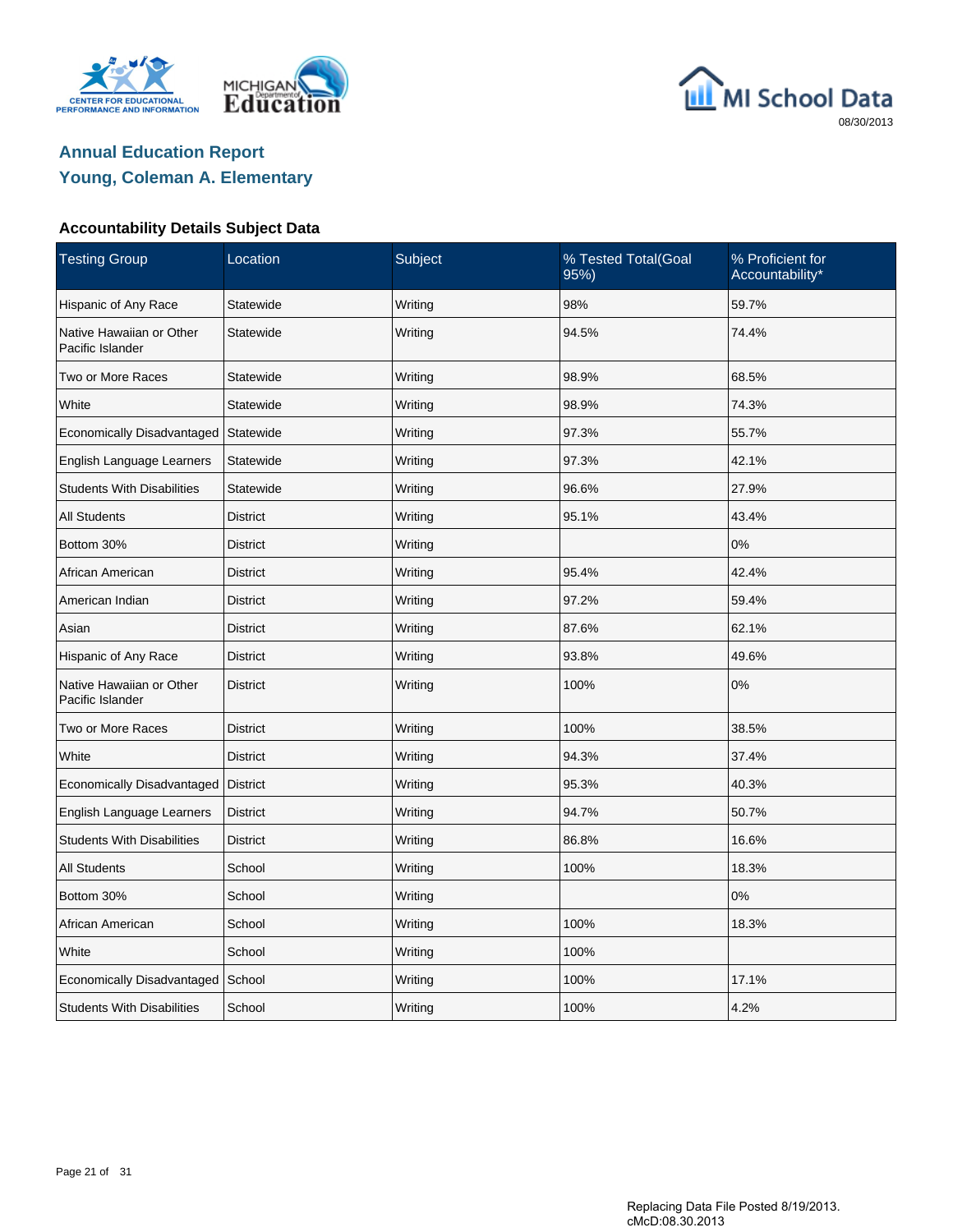# Annual Education Report
## Young, Coleman A. Elementary

### Accountability Details Subject Data

| Testing Group | Location | Subject | % Tested Total(Goal 95%) | % Proficient for Accountability* |
|---|---|---|---|---|
| Hispanic of Any Race | Statewide | Writing | 98% | 59.7% |
| Native Hawaiian or Other Pacific Islander | Statewide | Writing | 94.5% | 74.4% |
| Two or More Races | Statewide | Writing | 98.9% | 68.5% |
| White | Statewide | Writing | 98.9% | 74.3% |
| Economically Disadvantaged | Statewide | Writing | 97.3% | 55.7% |
| English Language Learners | Statewide | Writing | 97.3% | 42.1% |
| Students With Disabilities | Statewide | Writing | 96.6% | 27.9% |
| All Students | District | Writing | 95.1% | 43.4% |
| Bottom 30% | District | Writing | | 0% |
| African American | District | Writing | 95.4% | 42.4% |
| American Indian | District | Writing | 97.2% | 59.4% |
| Asian | District | Writing | 87.6% | 62.1% |
| Hispanic of Any Race | District | Writing | 93.8% | 49.6% |
| Native Hawaiian or Other Pacific Islander | District | Writing | 100% | 0% |
| Two or More Races | District | Writing | 100% | 38.5% |
| White | District | Writing | 94.3% | 37.4% |
| Economically Disadvantaged | District | Writing | 95.3% | 40.3% |
| English Language Learners | District | Writing | 94.7% | 50.7% |
| Students With Disabilities | District | Writing | 86.8% | 16.6% |
| All Students | School | Writing | 100% | 18.3% |
| Bottom 30% | School | Writing | | 0% |
| African American | School | Writing | 100% | 18.3% |
| White | School | Writing | 100% | |
| Economically Disadvantaged | School | Writing | 100% | 17.1% |
| Students With Disabilities | School | Writing | 100% | 4.2% |

Replacing Data File Posted 8/19/2013.
cMcD:08.30.2013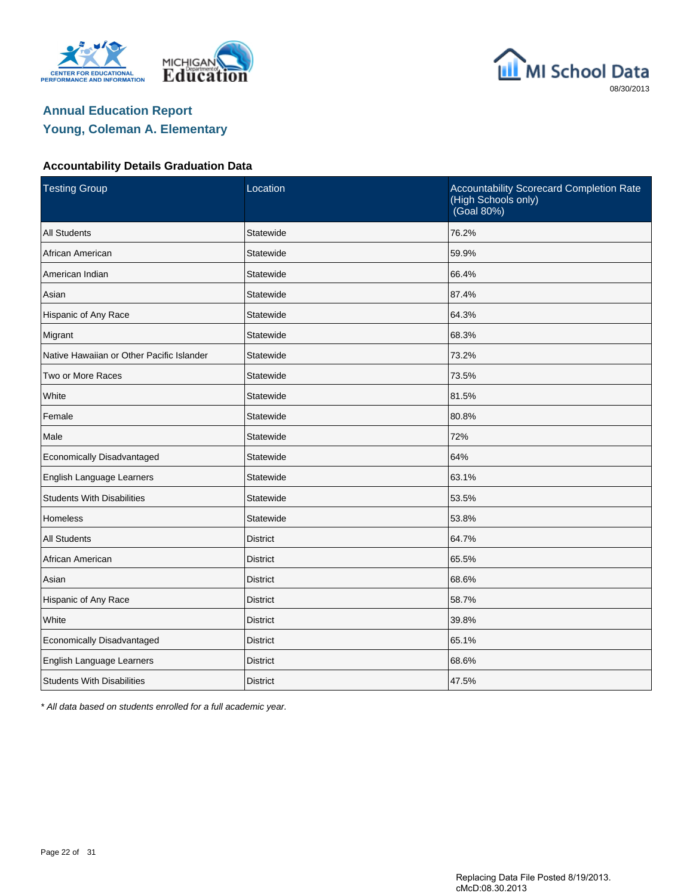## Annual Education Report
## Young, Coleman A. Elementary

### Accountability Details Graduation Data

| Testing Group | Location | Accountability Scorecard Completion Rate (High Schools only) (Goal 80%) |
|---|---|---|
| All Students | Statewide | 76.2% |
| African American | Statewide | 59.9% |
| American Indian | Statewide | 66.4% |
| Asian | Statewide | 87.4% |
| Hispanic of Any Race | Statewide | 64.3% |
| Migrant | Statewide | 68.3% |
| Native Hawaiian or Other Pacific Islander | Statewide | 73.2% |
| Two or More Races | Statewide | 73.5% |
| White | Statewide | 81.5% |
| Female | Statewide | 80.8% |
| Male | Statewide | 72% |
| Economically Disadvantaged | Statewide | 64% |
| English Language Learners | Statewide | 63.1% |
| Students With Disabilities | Statewide | 53.5% |
| Homeless | Statewide | 53.8% |
| All Students | District | 64.7% |
| African American | District | 65.5% |
| Asian | District | 68.6% |
| Hispanic of Any Race | District | 58.7% |
| White | District | 39.8% |
| Economically Disadvantaged | District | 65.1% |
| English Language Learners | District | 68.6% |
| Students With Disabilities | District | 47.5% |

*\* All data based on students enrolled for a full academic year.*

Replacing Data File Posted 8/19/2013.
cMcD:08.30.2013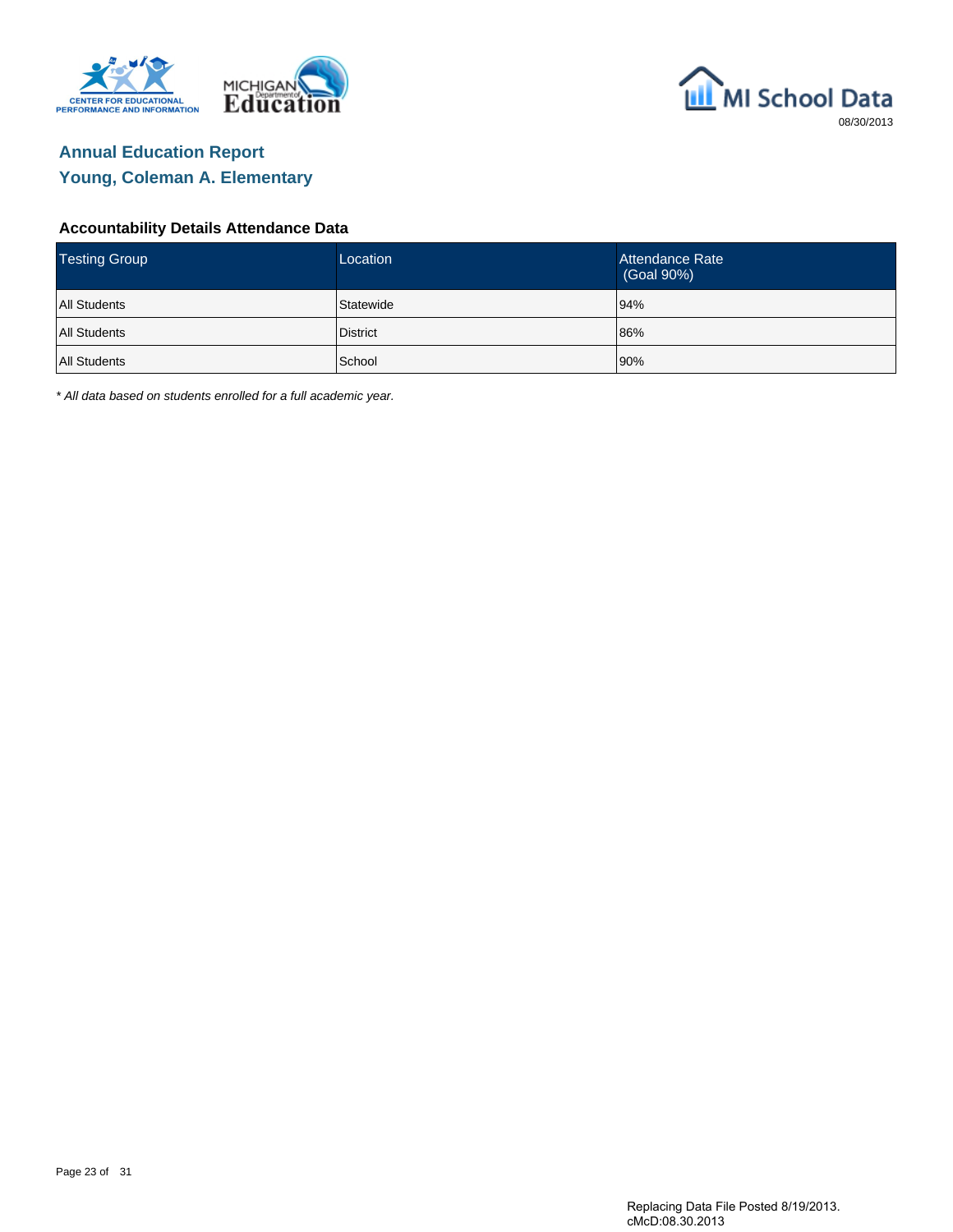# Annual Education Report
## Young, Coleman A. Elementary

### Accountability Details Attendance Data

| Testing Group | Location | Attendance Rate (Goal 90%) |
|---|---|---|
| All Students | Statewide | 94% |
| All Students | District | 86% |
| All Students | School | 90% |

*\* All data based on students enrolled for a full academic year.*

Replacing Data File Posted 8/19/2013.
cMcD:08.30.2013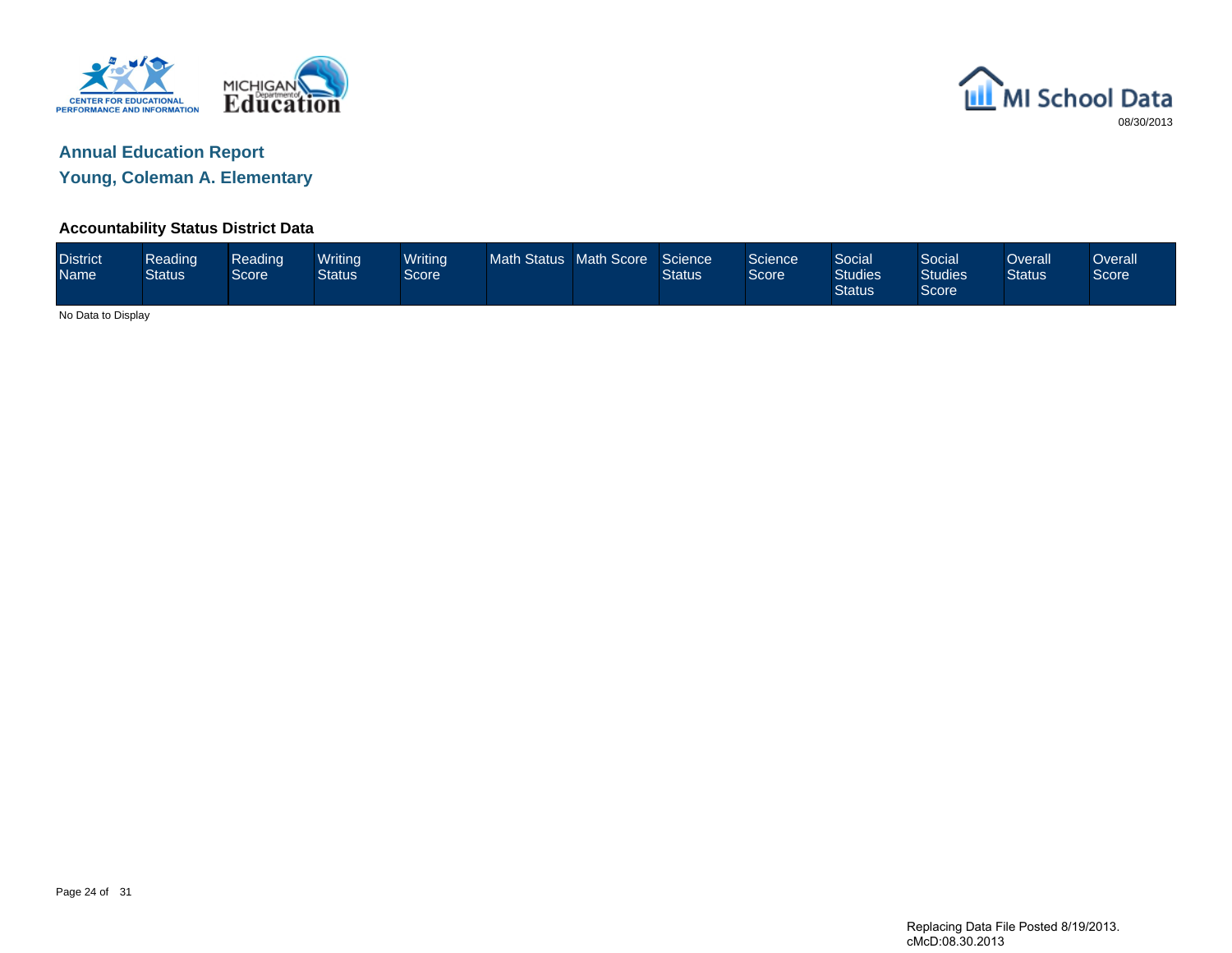# Annual Education Report

## Young, Coleman A. Elementary

### Accountability Status District Data

| District Name | Reading Status | Reading Score | Writing Status | Writing Score | Math Status | Math Score | Science Status | Science Score | Social Studies Status | Social Studies Score | Overall Status | Overall Score |
|---|---|---|---|---|---|---|---|---|---|---|---|---|

No Data to Display

Replacing Data File Posted 8/19/2013.
cMcD:08.30.2013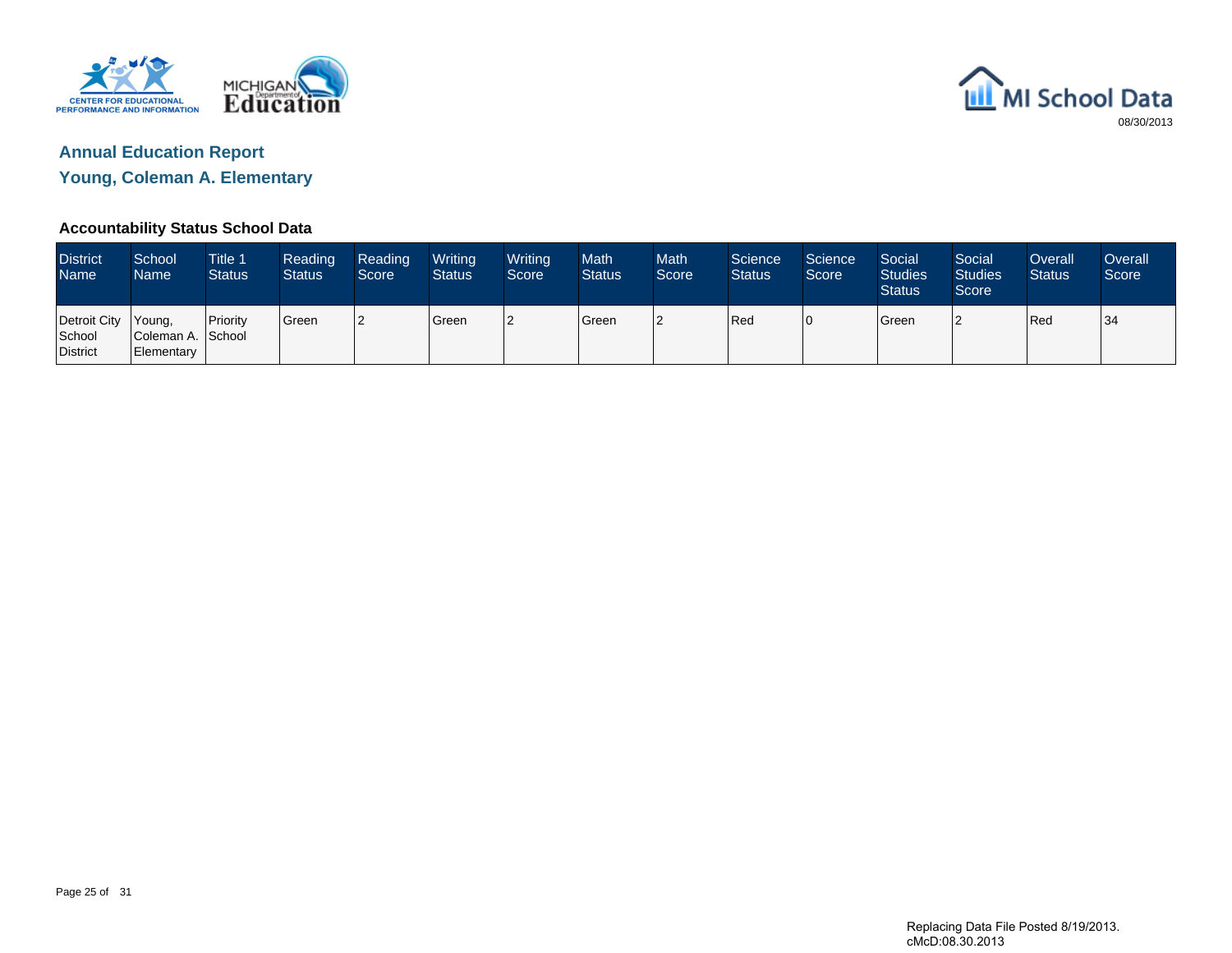## Annual Education Report

## Young, Coleman A. Elementary

### Accountability Status School Data

| District Name | School Name | Title 1 Status | Reading Status | Reading Score | Writing Status | Writing Score | Math Status | Math Score | Science Status | Science Score | Social Studies Status | Social Studies Score | Overall Status | Overall Score |
|---|---|---|---|---|---|---|---|---|---|---|---|---|---|---|
| Detroit City School District | Young, Coleman A. Elementary | Priority School | Green | 2 | Green | 2 | Green | 2 | Red | 0 | Green | 2 | Red | 34 |

Replacing Data File Posted 8/19/2013.
cMcD:08.30.2013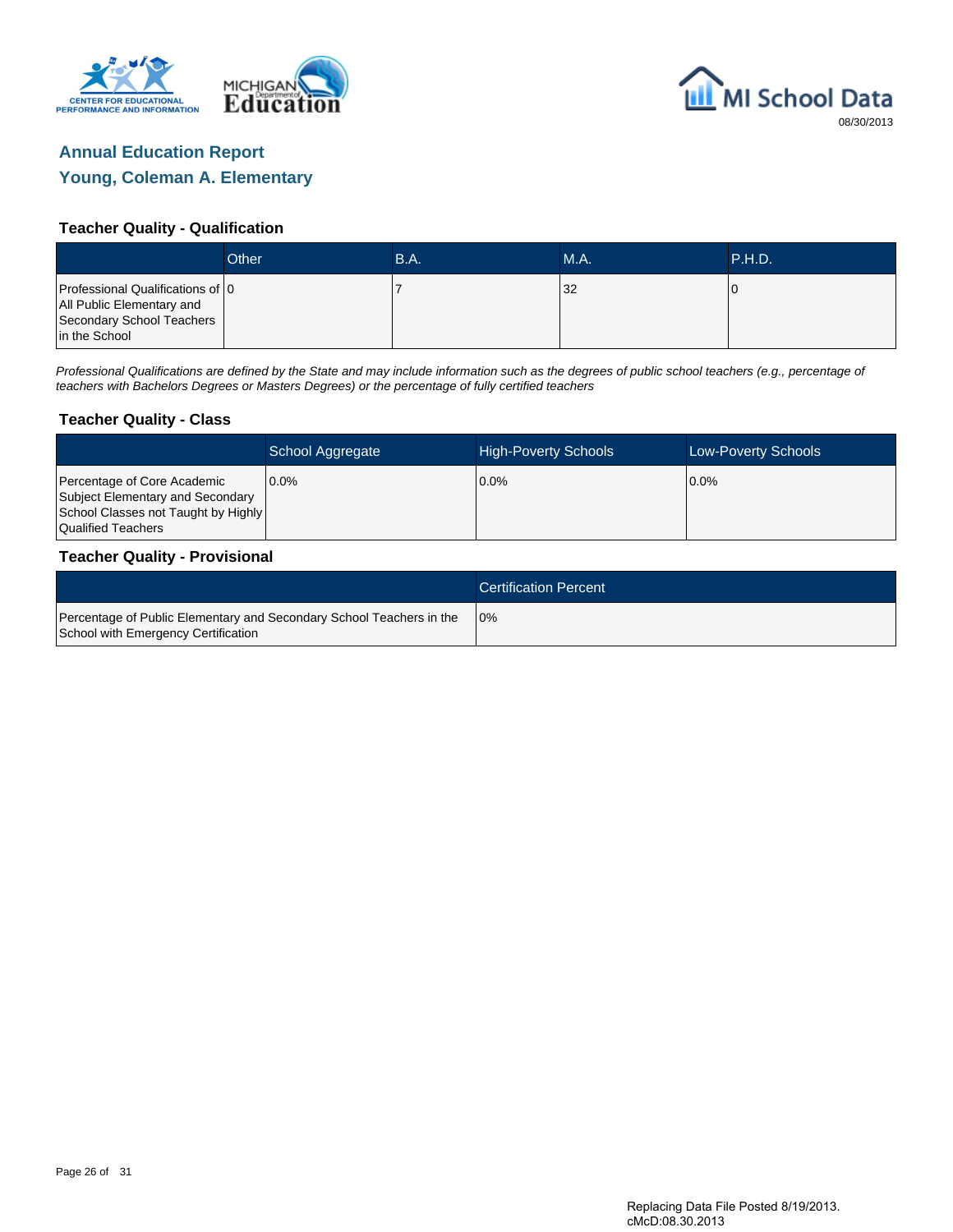# Annual Education Report

## Young, Coleman A. Elementary

### Teacher Quality - Qualification

| | Other | B.A. | M.A. | P.H.D. |
|---|---|---|---|---|
| Professional Qualifications of All Public Elementary and Secondary School Teachers in the School | 0 | 7 | 32 | 0 |

*Professional Qualifications are defined by the State and may include information such as the degrees of public school teachers (e.g., percentage of teachers with Bachelors Degrees or Masters Degrees) or the percentage of fully certified teachers*

### Teacher Quality - Class

| | School Aggregate | High-Poverty Schools | Low-Poverty Schools |
|---|---|---|---|
| Percentage of Core Academic Subject Elementary and Secondary School Classes not Taught by Highly Qualified Teachers | 0.0% | 0.0% | 0.0% |

### Teacher Quality - Provisional

| | Certification Percent |
|---|---|
| Percentage of Public Elementary and Secondary School Teachers in the School with Emergency Certification | 0% |

Replacing Data File Posted 8/19/2013.
cMcD:08.30.2013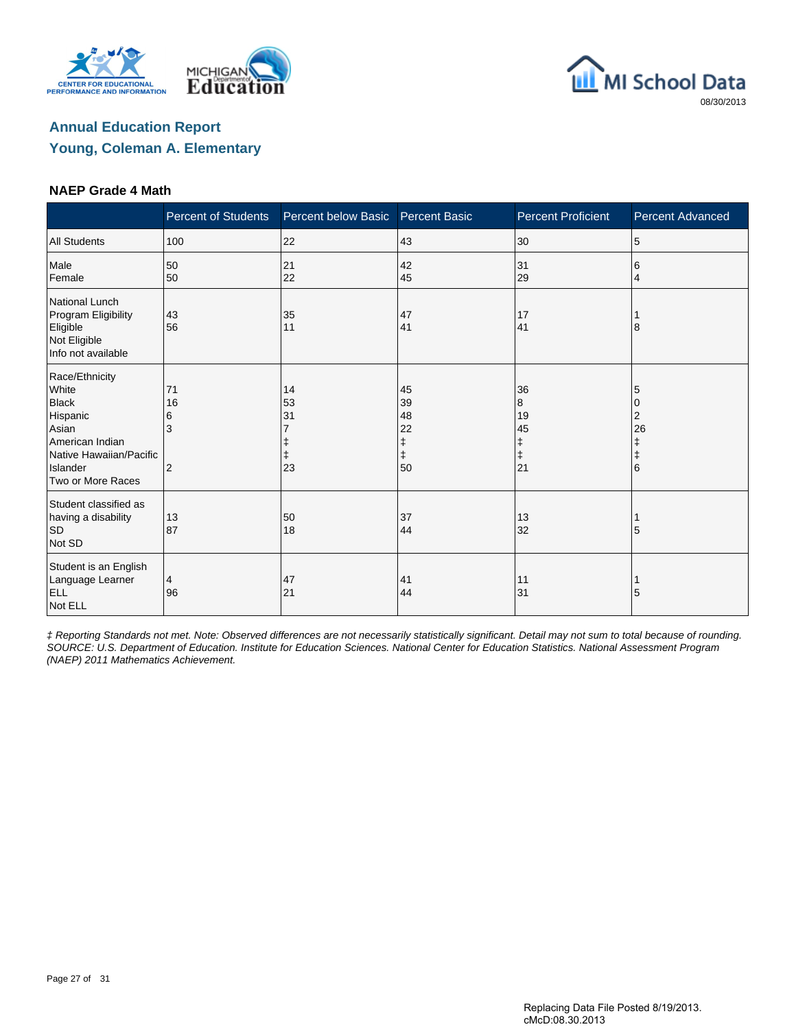# Annual Education Report

## Young, Coleman A. Elementary

### NAEP Grade 4 Math

| | Percent of Students | Percent below Basic | Percent Basic | Percent Proficient | Percent Advanced |
|---|---|---|---|---|---|
| All Students | 100 | 22 | 43 | 30 | 5 |
| Male | 50 | 21 | 42 | 31 | 6 |
| Female | 50 | 22 | 45 | 29 | 4 |
| National Lunch Program Eligibility | | | | | |
| Eligible | 43 | 35 | 47 | 17 | 1 |
| Not Eligible | 56 | 11 | 41 | 41 | 8 |
| Info not available | | | | | |
| Race/Ethnicity | | | | | |
| White | 71 | 14 | 45 | 36 | 5 |
| Black | 16 | 53 | 39 | 8 | 0 |
| Hispanic | 6 | 31 | 48 | 19 | 2 |
| Asian | 3 | 7 | 22 | 45 | 26 |
| American Indian | | ‡ | ‡ | ‡ | ‡ |
| Native Hawaiian/Pacific Islander | | ‡ | ‡ | ‡ | ‡ |
| Two or More Races | 2 | 23 | 50 | 21 | 6 |
| Student classified as having a disability | | | | | |
| SD | 13 | 50 | 37 | 13 | 1 |
| Not SD | 87 | 18 | 44 | 32 | 5 |
| Student is an English Language Learner | | | | | |
| ELL | 4 | 47 | 41 | 11 | 1 |
| Not ELL | 96 | 21 | 44 | 31 | 5 |

*‡ Reporting Standards not met. Note: Observed differences are not necessarily statistically significant. Detail may not sum to total because of rounding. SOURCE: U.S. Department of Education. Institute for Education Sciences. National Center for Education Statistics. National Assessment Program (NAEP) 2011 Mathematics Achievement.*

Replacing Data File Posted 8/19/2013.
cMcD:08.30.2013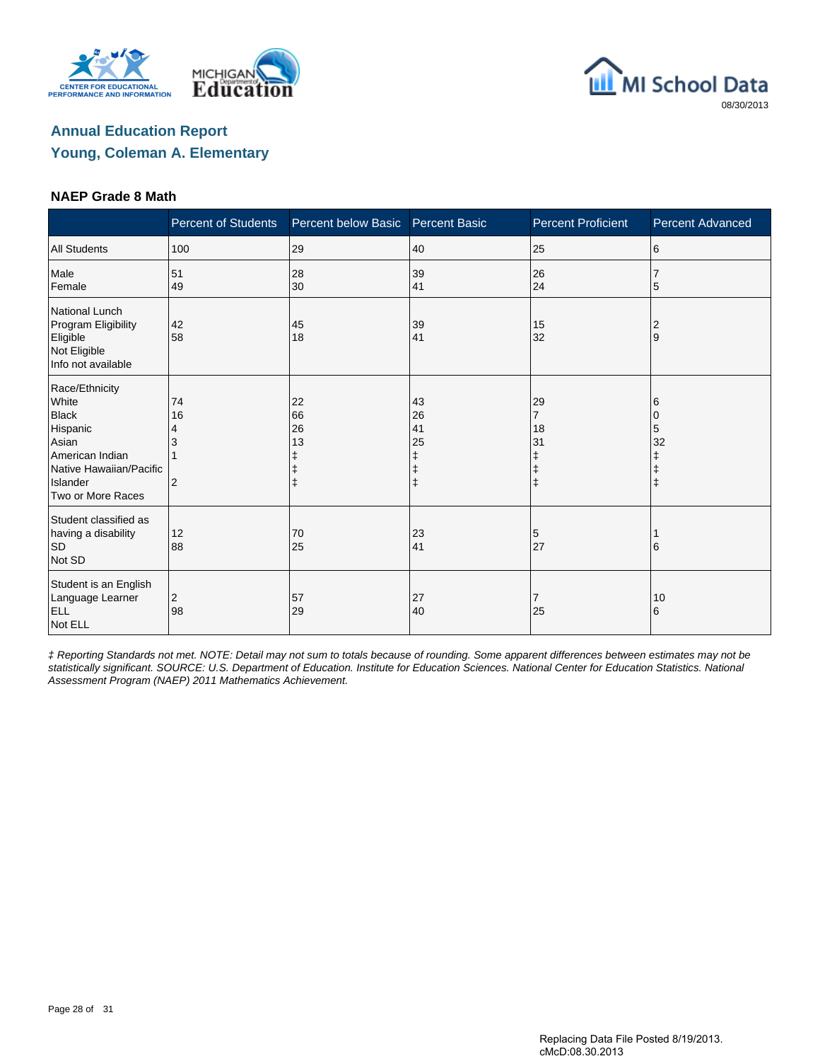## Annual Education Report
## Young, Coleman A. Elementary

### NAEP Grade 8 Math

| | Percent of Students | Percent below Basic | Percent Basic | Percent Proficient | Percent Advanced |
|---|---|---|---|---|---|
| All Students | 100 | 29 | 40 | 25 | 6 |
| Male | 51 | 28 | 39 | 26 | 7 |
| Female | 49 | 30 | 41 | 24 | 5 |
| National Lunch Program Eligibility | | | | | |
| Eligible | 42 | 45 | 39 | 15 | 2 |
| Not Eligible | 58 | 18 | 41 | 32 | 9 |
| Info not available | | | | | |
| Race/Ethnicity | | | | | |
| White | 74 | 22 | 43 | 29 | 6 |
| Black | 16 | 66 | 26 | 7 | 0 |
| Hispanic | 4 | 26 | 41 | 18 | 5 |
| Asian | 3 | 13 | 25 | 31 | 32 |
| American Indian | 1 | ‡ | ‡ | ‡ | ‡ |
| Native Hawaiian/Pacific Islander | | ‡ | ‡ | ‡ | ‡ |
| Two or More Races | 2 | ‡ | ‡ | ‡ | ‡ |
| Student classified as having a disability | | | | | |
| SD | 12 | 70 | 23 | 5 | 1 |
| Not SD | 88 | 25 | 41 | 27 | 6 |
| Student is an English Language Learner | | | | | |
| ELL | 2 | 57 | 27 | 7 | 10 |
| Not ELL | 98 | 29 | 40 | 25 | 6 |

*‡ Reporting Standards not met. NOTE: Detail may not sum to totals because of rounding. Some apparent differences between estimates may not be statistically significant. SOURCE: U.S. Department of Education. Institute for Education Sciences. National Center for Education Statistics. National Assessment Program (NAEP) 2011 Mathematics Achievement.*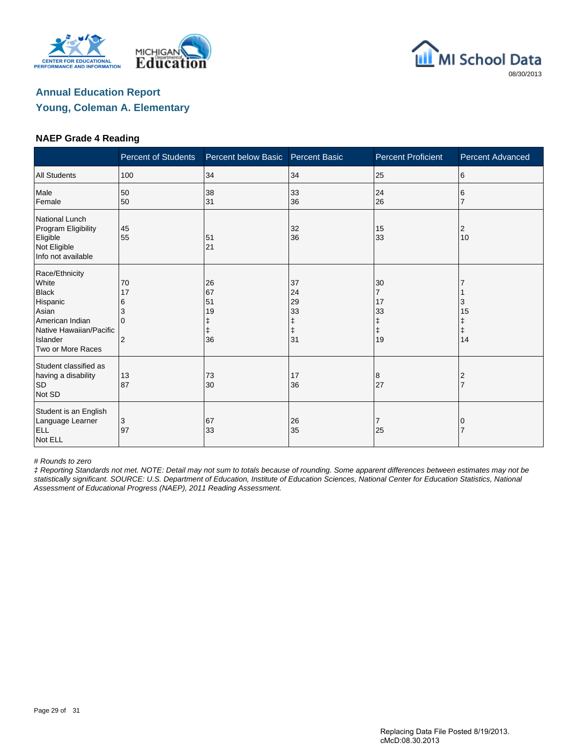## Annual Education Report

## Young, Coleman A. Elementary

### NAEP Grade 4 Reading

| | Percent of Students | Percent below Basic | Percent Basic | Percent Proficient | Percent Advanced |
|---|---|---|---|---|---|
| All Students | 100 | 34 | 34 | 25 | 6 |
| Male | 50 | 38 | 33 | 24 | 6 |
| Female | 50 | 31 | 36 | 26 | 7 |
| National Lunch Program Eligibility | | | | | |
| Eligible | 45 | 51 | 32 | 15 | 2 |
| Not Eligible | 55 | 21 | 36 | 33 | 10 |
| Info not available | | | | | |
| Race/Ethnicity | | | | | |
| White | 70 | 26 | 37 | 30 | 7 |
| Black | 17 | 67 | 24 | 7 | 1 |
| Hispanic | 6 | 51 | 29 | 17 | 3 |
| Asian | 3 | 19 | 33 | 33 | 15 |
| American Indian | 0 | ‡ | ‡ | ‡ | ‡ |
| Native Hawaiian/Pacific Islander | | ‡ | ‡ | ‡ | ‡ |
| Two or More Races | 2 | 36 | 31 | 19 | 14 |
| Student classified as having a disability | | | | | |
| SD | 13 | 73 | 17 | 8 | 2 |
| Not SD | 87 | 30 | 36 | 27 | 7 |
| Student is an English Language Learner | | | | | |
| ELL | 3 | 67 | 26 | 7 | 0 |
| Not ELL | 97 | 33 | 35 | 25 | 7 |

*# Rounds to zero*

*‡ Reporting Standards not met. NOTE: Detail may not sum to totals because of rounding. Some apparent differences between estimates may not be statistically significant. SOURCE: U.S. Department of Education, Institute of Education Sciences, National Center for Education Statistics, National Assessment of Educational Progress (NAEP), 2011 Reading Assessment.*

Replacing Data File Posted 8/19/2013.
cMcD:08.30.2013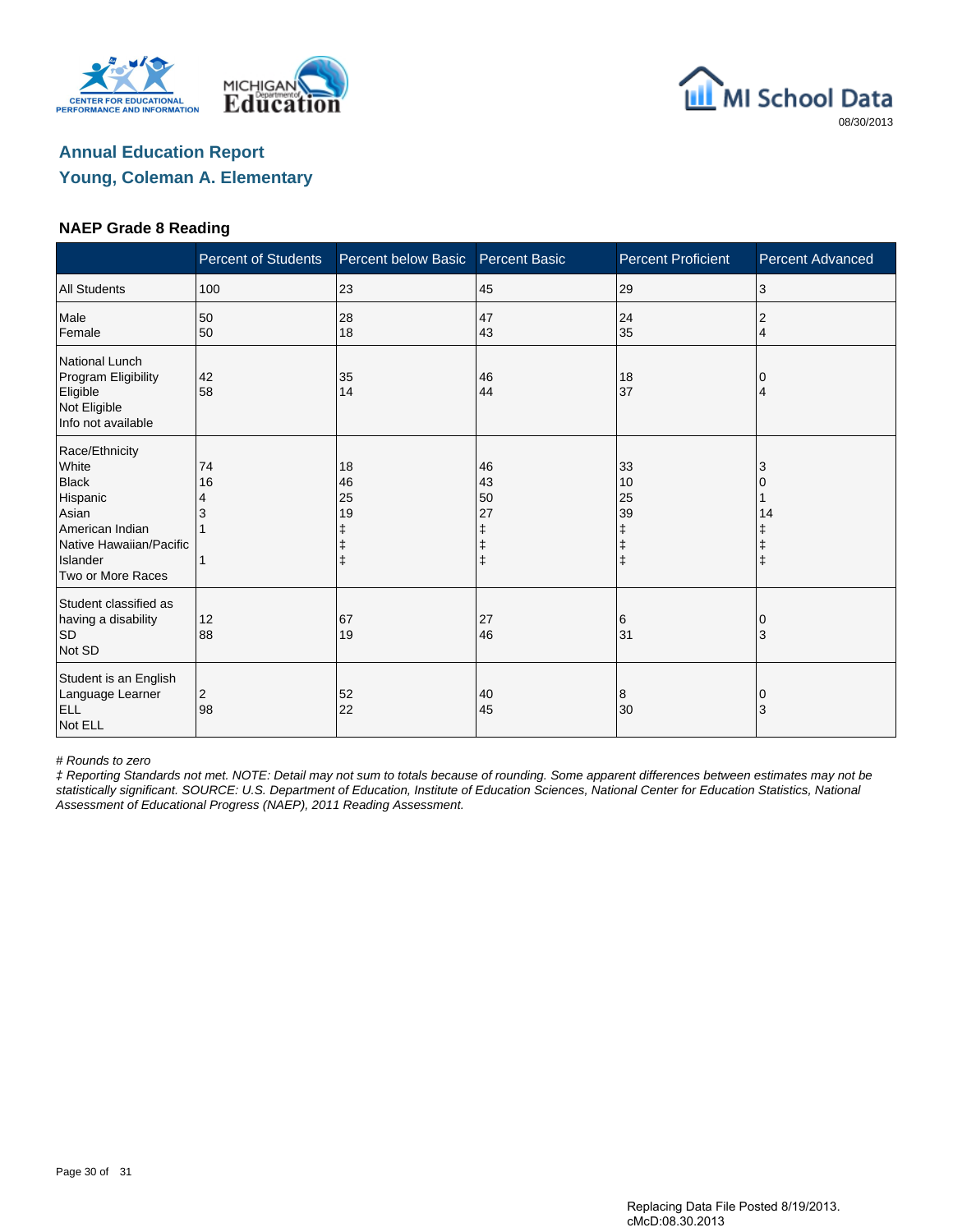## Annual Education Report

## Young, Coleman A. Elementary

### NAEP Grade 8 Reading

| | Percent of Students | Percent below Basic | Percent Basic | Percent Proficient | Percent Advanced |
|---|---|---|---|---|---|
| All Students | 100 | 23 | 45 | 29 | 3 |
| Male | 50 | 28 | 47 | 24 | 2 |
| Female | 50 | 18 | 43 | 35 | 4 |
| **National Lunch Program Eligibility** | | | | | |
| Eligible | 42 | 35 | 46 | 18 | 0 |
| Not Eligible | 58 | 14 | 44 | 37 | 4 |
| Info not available | | | | | |
| **Race/Ethnicity** | | | | | |
| White | 74 | 18 | 46 | 33 | 3 |
| Black | 16 | 46 | 43 | 10 | 0 |
| Hispanic | 4 | 25 | 50 | 25 | 1 |
| Asian | 3 | 19 | 27 | 39 | 14 |
| American Indian | 1 | ‡ | ‡ | ‡ | ‡ |
| Native Hawaiian/Pacific Islander | | ‡ | ‡ | ‡ | ‡ |
| Two or More Races | 1 | ‡ | ‡ | ‡ | ‡ |
| **Student classified as having a disability** | | | | | |
| SD | 12 | 67 | 27 | 6 | 0 |
| Not SD | 88 | 19 | 46 | 31 | 3 |
| **Student is an English Language Learner** | | | | | |
| ELL | 2 | 52 | 40 | 8 | 0 |
| Not ELL | 98 | 22 | 45 | 30 | 3 |

*# Rounds to zero*

*‡ Reporting Standards not met. NOTE: Detail may not sum to totals because of rounding. Some apparent differences between estimates may not be statistically significant. SOURCE: U.S. Department of Education, Institute of Education Sciences, National Center for Education Statistics, National Assessment of Educational Progress (NAEP), 2011 Reading Assessment.*

Replacing Data File Posted 8/19/2013.
cMcD:08.30.2013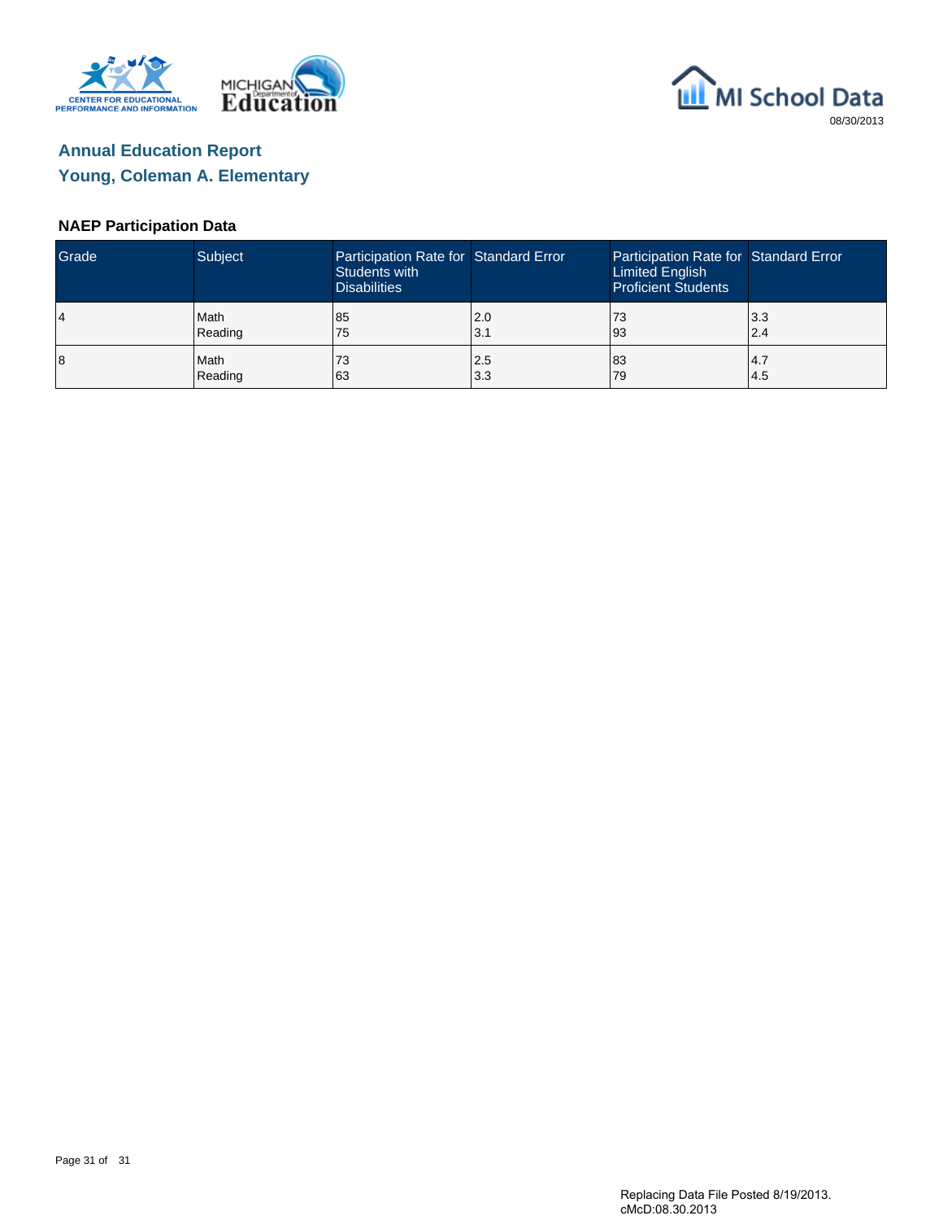MI School Data

08/30/2013

## Annual Education Report
## Young, Coleman A. Elementary

### NAEP Participation Data

| Grade | Subject | Participation Rate for Students with Disabilities | Standard Error | Participation Rate for Limited English Proficient Students | Standard Error |
|---|---|---|---|---|---|
| 4 | Math<br>Reading | 85<br>75 | 2.0<br>3.1 | 73<br>93 | 3.3<br>2.4 |
| 8 | Math<br>Reading | 73<br>63 | 2.5<br>3.3 | 83<br>79 | 4.7<br>4.5 |

Replacing Data File Posted 8/19/2013.
cMcD:08.30.2013